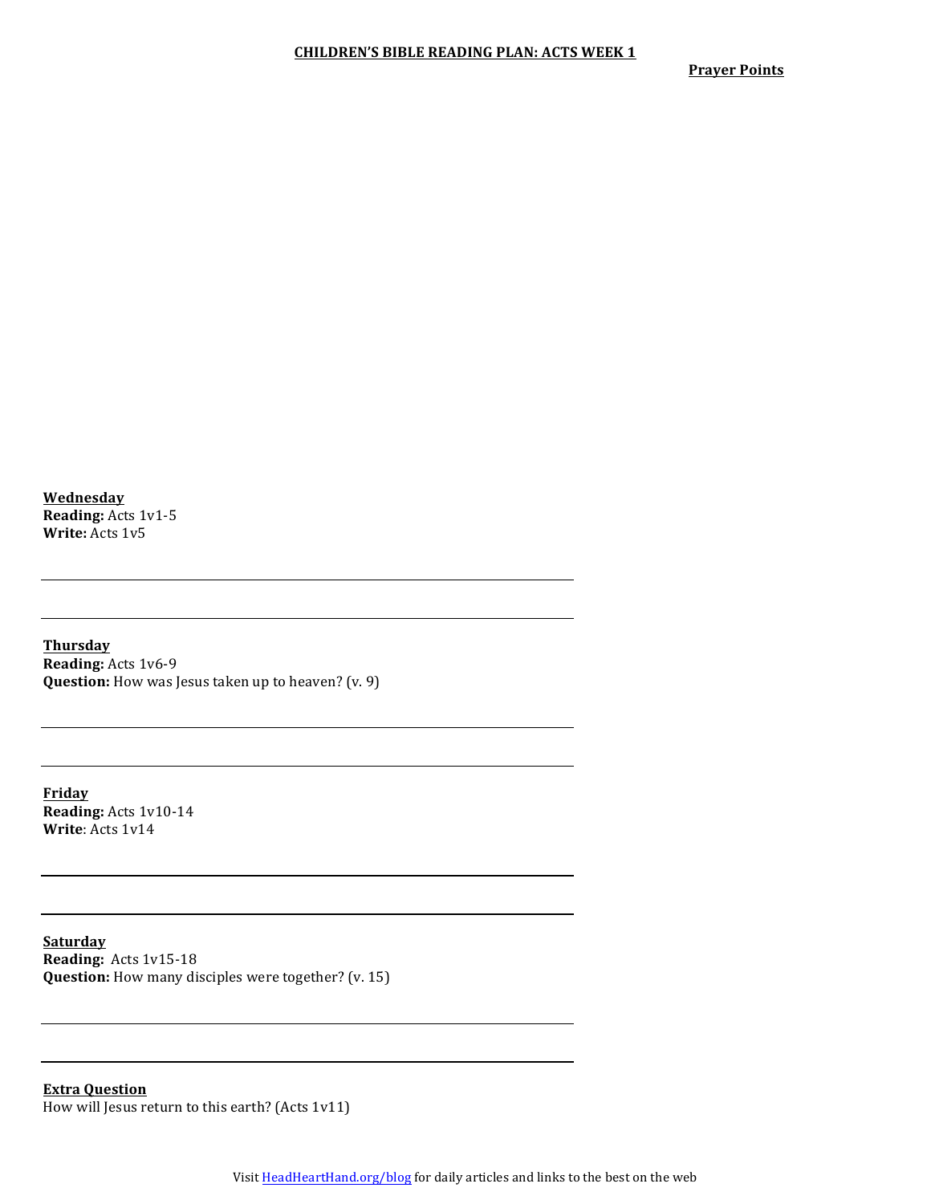# CHILDREN'S BIBLE READING PLAN: ACTS WEEK 1

**Prayer Points**

**Wednesday**
**Reading:** Acts 1v1-5
**Write:** Acts 1v5

---

---

**Thursday**
**Reading:** Acts 1v6-9
**Question:** How was Jesus taken up to heaven? (v. 9)

---

---

**Friday**
**Reading:** Acts 1v10-14
**Write**: Acts 1v14

---

---

**Saturday**
**Reading:** Acts 1v15-18
**Question:** How many disciples were together? (v. 15)

---

---

**Extra Question**
How will Jesus return to this earth? (Acts 1v11)

Visit HeadHeartHand.org/blog for daily articles and links to the best on the web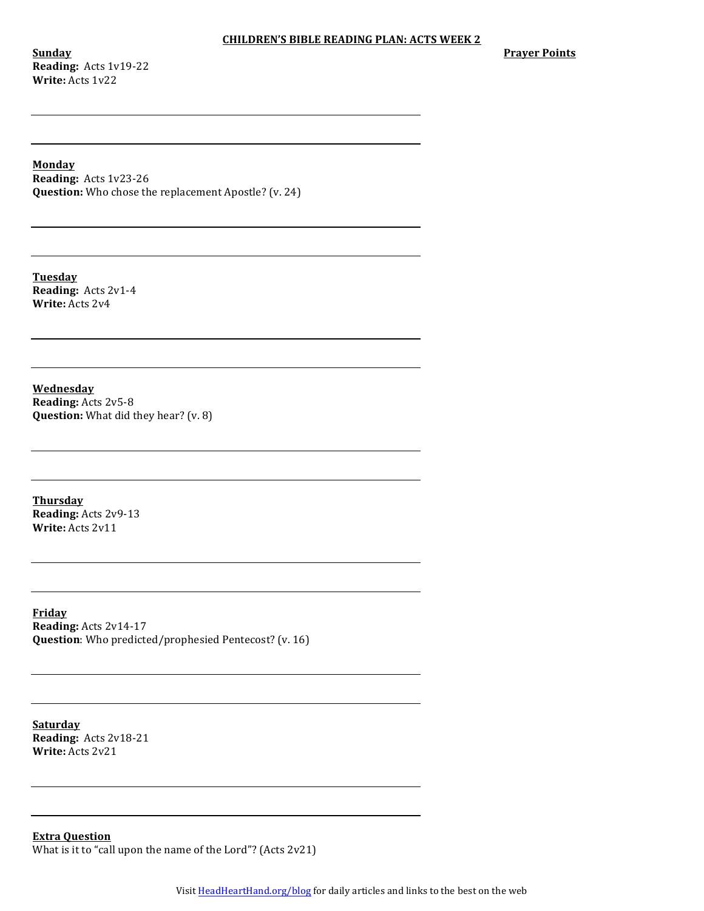# CHILDREN'S BIBLE READING PLAN: ACTS WEEK 2

**Prayer Points**

**Sunday**
**Reading:** Acts 1v19-22
**Write:** Acts 1v22

**Monday**
**Reading:** Acts 1v23-26
**Question:** Who chose the replacement Apostle? (v. 24)

**Tuesday**
**Reading:** Acts 2v1-4
**Write:** Acts 2v4

**Wednesday**
**Reading:** Acts 2v5-8
**Question:** What did they hear? (v. 8)

**Thursday**
**Reading:** Acts 2v9-13
**Write:** Acts 2v11

**Friday**
**Reading:** Acts 2v14-17
**Question**: Who predicted/prophesied Pentecost? (v. 16)

**Saturday**
**Reading:** Acts 2v18-21
**Write:** Acts 2v21

**Extra Question**
What is it to "call upon the name of the Lord"? (Acts 2v21)

Visit [HeadHeartHand.org/blog](HeadHeartHand.org/blog) for daily articles and links to the best on the web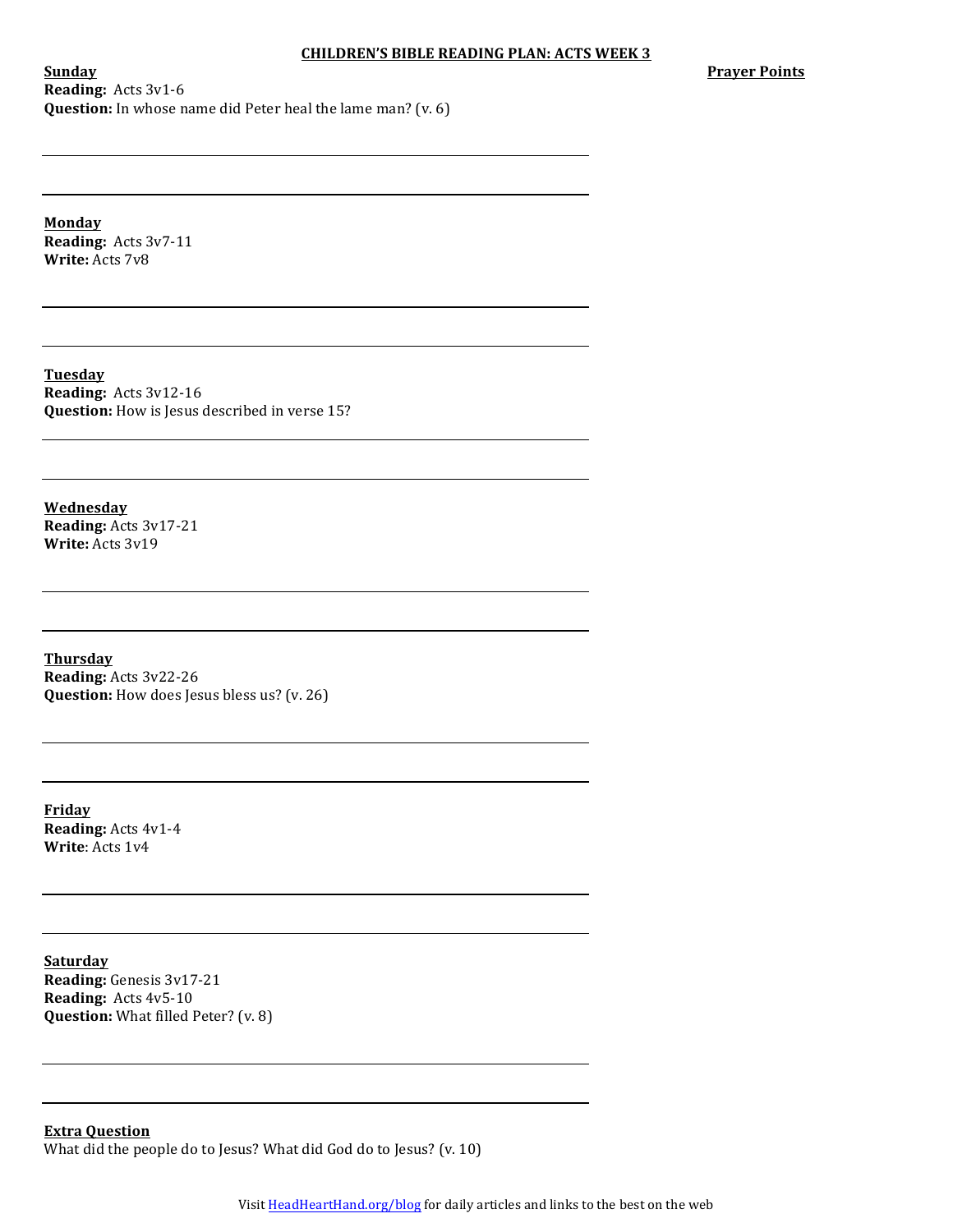# CHILDREN'S BIBLE READING PLAN: ACTS WEEK 3

**Prayer Points**

**Sunday**
**Reading:** Acts 3v1-6
**Question:** In whose name did Peter heal the lame man? (v. 6)

**Monday**
**Reading:** Acts 3v7-11
**Write:** Acts 7v8

**Tuesday**
**Reading:** Acts 3v12-16
**Question:** How is Jesus described in verse 15?

**Wednesday**
**Reading:** Acts 3v17-21
**Write:** Acts 3v19

**Thursday**
**Reading:** Acts 3v22-26
**Question:** How does Jesus bless us? (v. 26)

**Friday**
**Reading:** Acts 4v1-4
**Write**: Acts 1v4

**Saturday**
**Reading:** Genesis 3v17-21
**Reading:** Acts 4v5-10
**Question:** What filled Peter? (v. 8)

**Extra Question**
What did the people do to Jesus? What did God do to Jesus? (v. 10)

Visit HeadHeartHand.org/blog for daily articles and links to the best on the web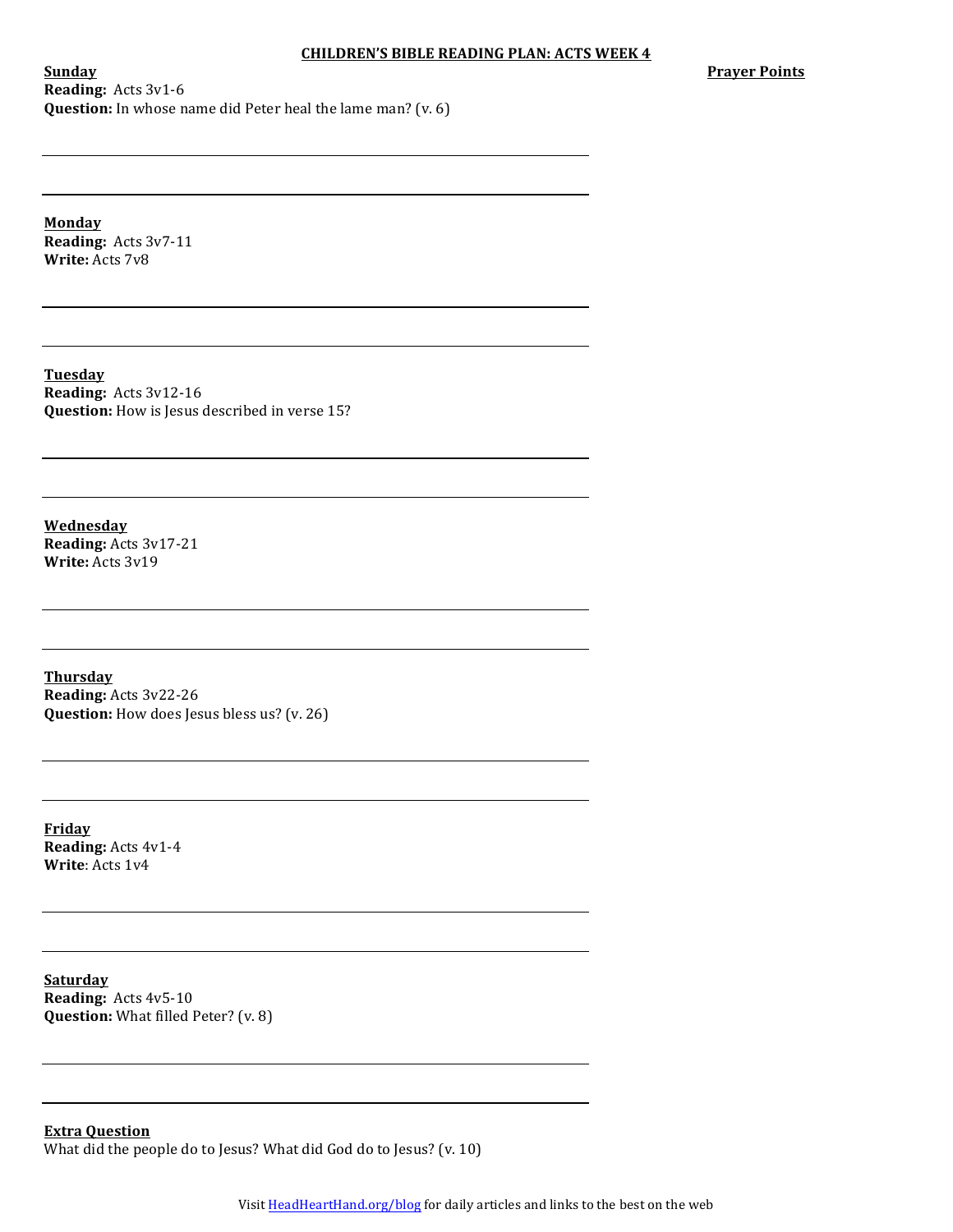# CHILDREN'S BIBLE READING PLAN: ACTS WEEK 4

**Prayer Points**

**Sunday**
**Reading:** Acts 3v1-6
**Question:** In whose name did Peter heal the lame man? (v. 6)

**Monday**
**Reading:** Acts 3v7-11
**Write:** Acts 7v8

**Tuesday**
**Reading:** Acts 3v12-16
**Question:** How is Jesus described in verse 15?

**Wednesday**
**Reading:** Acts 3v17-21
**Write:** Acts 3v19

**Thursday**
**Reading:** Acts 3v22-26
**Question:** How does Jesus bless us? (v. 26)

**Friday**
**Reading:** Acts 4v1-4
**Write**: Acts 1v4

**Saturday**
**Reading:** Acts 4v5-10
**Question:** What filled Peter? (v. 8)

**Extra Question**
What did the people do to Jesus? What did God do to Jesus? (v. 10)

Visit HeadHeartHand.org/blog for daily articles and links to the best on the web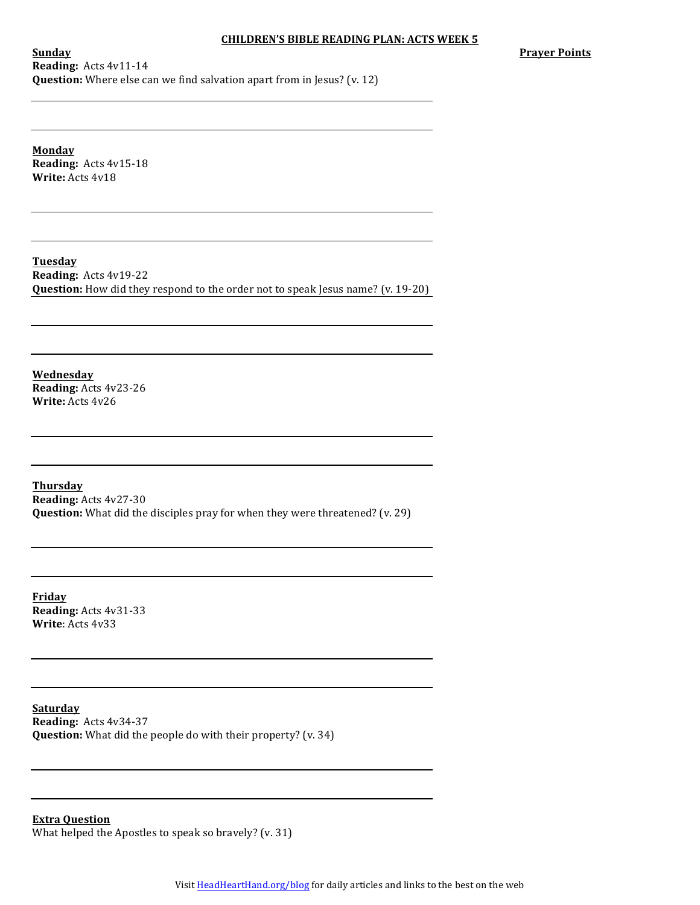# CHILDREN'S BIBLE READING PLAN: ACTS WEEK 5

**Prayer Points**

**Sunday**
**Reading:** Acts 4v11-14
**Question:** Where else can we find salvation apart from in Jesus? (v. 12)

**Monday**
**Reading:** Acts 4v15-18
**Write:** Acts 4v18

**Tuesday**
**Reading:** Acts 4v19-22
**Question:** How did they respond to the order not to speak Jesus name? (v. 19-20)

**Wednesday**
**Reading:** Acts 4v23-26
**Write:** Acts 4v26

**Thursday**
**Reading:** Acts 4v27-30
**Question:** What did the disciples pray for when they were threatened? (v. 29)

**Friday**
**Reading:** Acts 4v31-33
**Write**: Acts 4v33

**Saturday**
**Reading:** Acts 4v34-37
**Question:** What did the people do with their property? (v. 34)

**Extra Question**
What helped the Apostles to speak so bravely? (v. 31)

Visit HeadHeartHand.org/blog for daily articles and links to the best on the web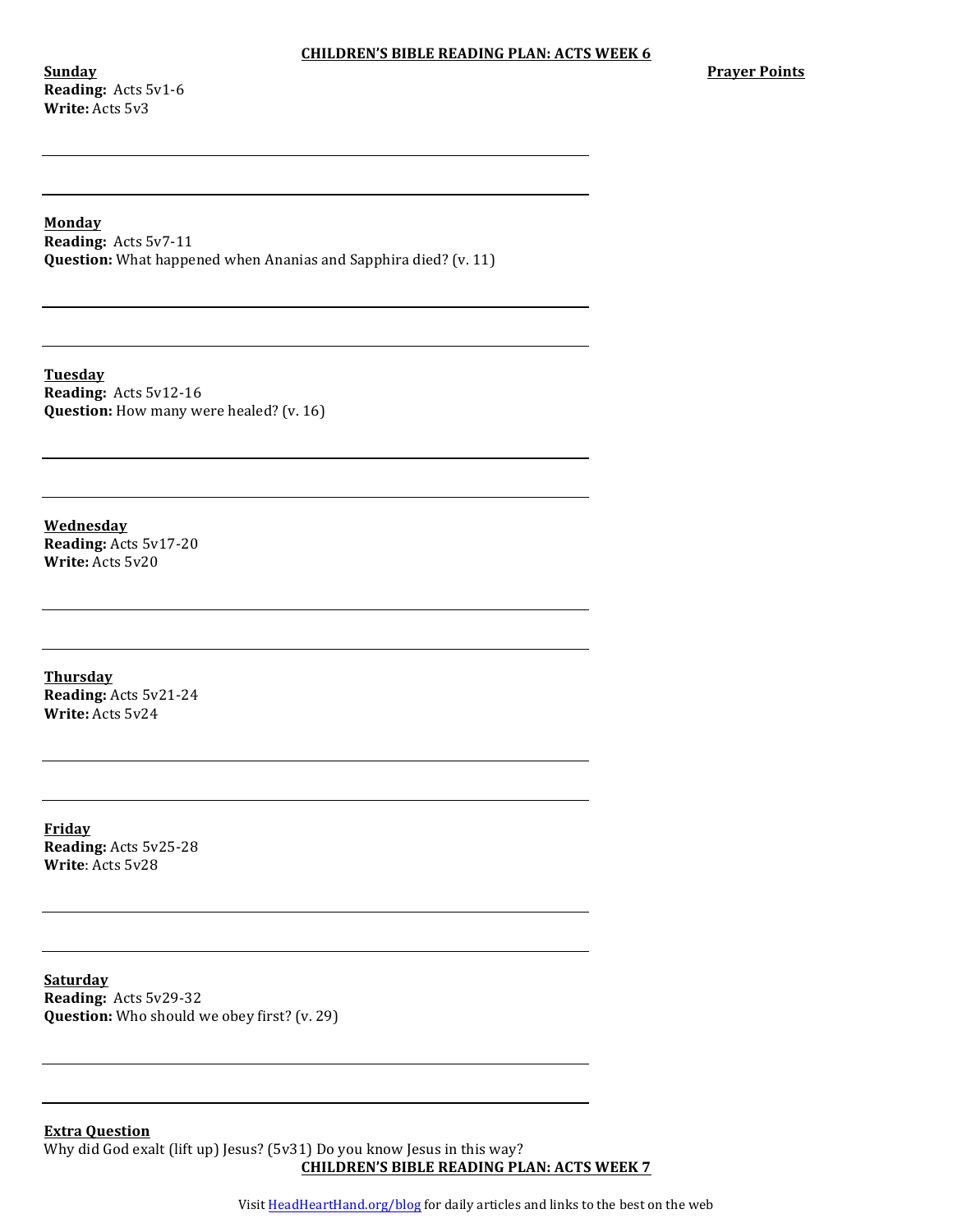**CHILDREN'S BIBLE READING PLAN: ACTS WEEK 6**

**Prayer Points**

**Sunday**
**Reading:** Acts 5v1-6
**Write:** Acts 5v3

**Monday**
**Reading:** Acts 5v7-11
**Question:** What happened when Ananias and Sapphira died? (v. 11)

**Tuesday**
**Reading:** Acts 5v12-16
**Question:** How many were healed? (v. 16)

**Wednesday**
**Reading:** Acts 5v17-20
**Write:** Acts 5v20

**Thursday**
**Reading:** Acts 5v21-24
**Write:** Acts 5v24

**Friday**
**Reading:** Acts 5v25-28
**Write**: Acts 5v28

**Saturday**
**Reading:** Acts 5v29-32
**Question:** Who should we obey first? (v. 29)

**Extra Question**
Why did God exalt (lift up) Jesus? (5v31) Do you know Jesus in this way?

**CHILDREN'S BIBLE READING PLAN: ACTS WEEK 7**

Visit HeadHeartHand.org/blog for daily articles and links to the best on the web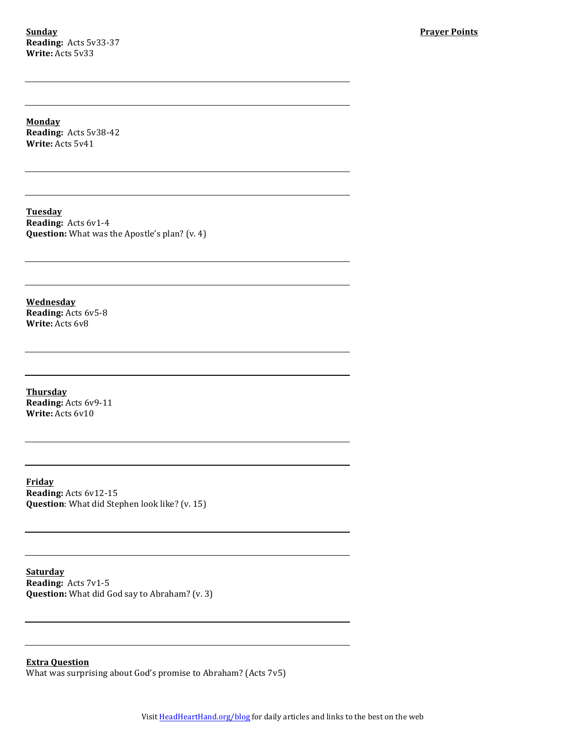**Sunday**
**Reading:** Acts 5v33-37
**Write:** Acts 5v33

**Prayer Points**

**Monday**
**Reading:** Acts 5v38-42
**Write:** Acts 5v41

**Tuesday**
**Reading:** Acts 6v1-4
**Question:** What was the Apostle's plan? (v. 4)

**Wednesday**
**Reading:** Acts 6v5-8
**Write:** Acts 6v8

**Thursday**
**Reading:** Acts 6v9-11
**Write:** Acts 6v10

**Friday**
**Reading:** Acts 6v12-15
**Question**: What did Stephen look like? (v. 15)

**Saturday**
**Reading:** Acts 7v1-5
**Question:** What did God say to Abraham? (v. 3)

**Extra Question**
What was surprising about God's promise to Abraham? (Acts 7v5)

Visit HeadHeartHand.org/blog for daily articles and links to the best on the web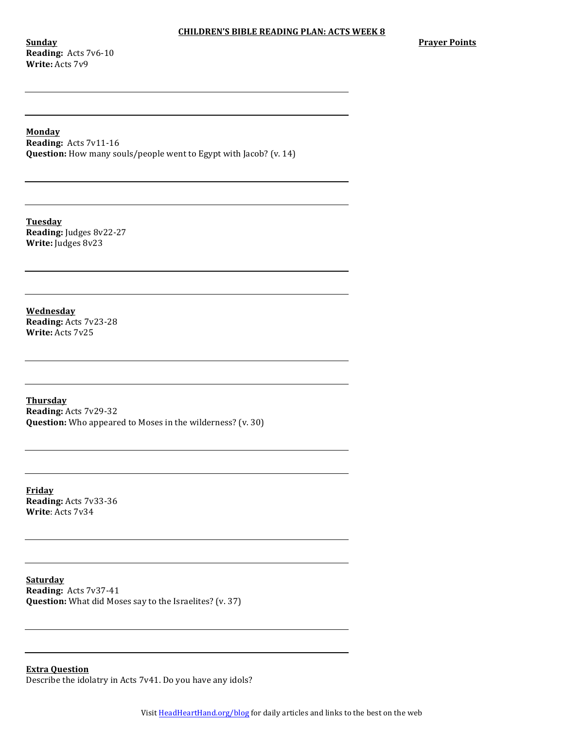# CHILDREN'S BIBLE READING PLAN: ACTS WEEK 8

**Prayer Points**

**Sunday**
**Reading:** Acts 7v6-10
**Write:** Acts 7v9

**Monday**
**Reading:** Acts 7v11-16
**Question:** How many souls/people went to Egypt with Jacob? (v. 14)

**Tuesday**
**Reading:** Judges 8v22-27
**Write:** Judges 8v23

**Wednesday**
**Reading:** Acts 7v23-28
**Write:** Acts 7v25

**Thursday**
**Reading:** Acts 7v29-32
**Question:** Who appeared to Moses in the wilderness? (v. 30)

**Friday**
**Reading:** Acts 7v33-36
**Write**: Acts 7v34

**Saturday**
**Reading:** Acts 7v37-41
**Question:** What did Moses say to the Israelites? (v. 37)

**Extra Question**
Describe the idolatry in Acts 7v41. Do you have any idols?

Visit HeadHeartHand.org/blog for daily articles and links to the best on the web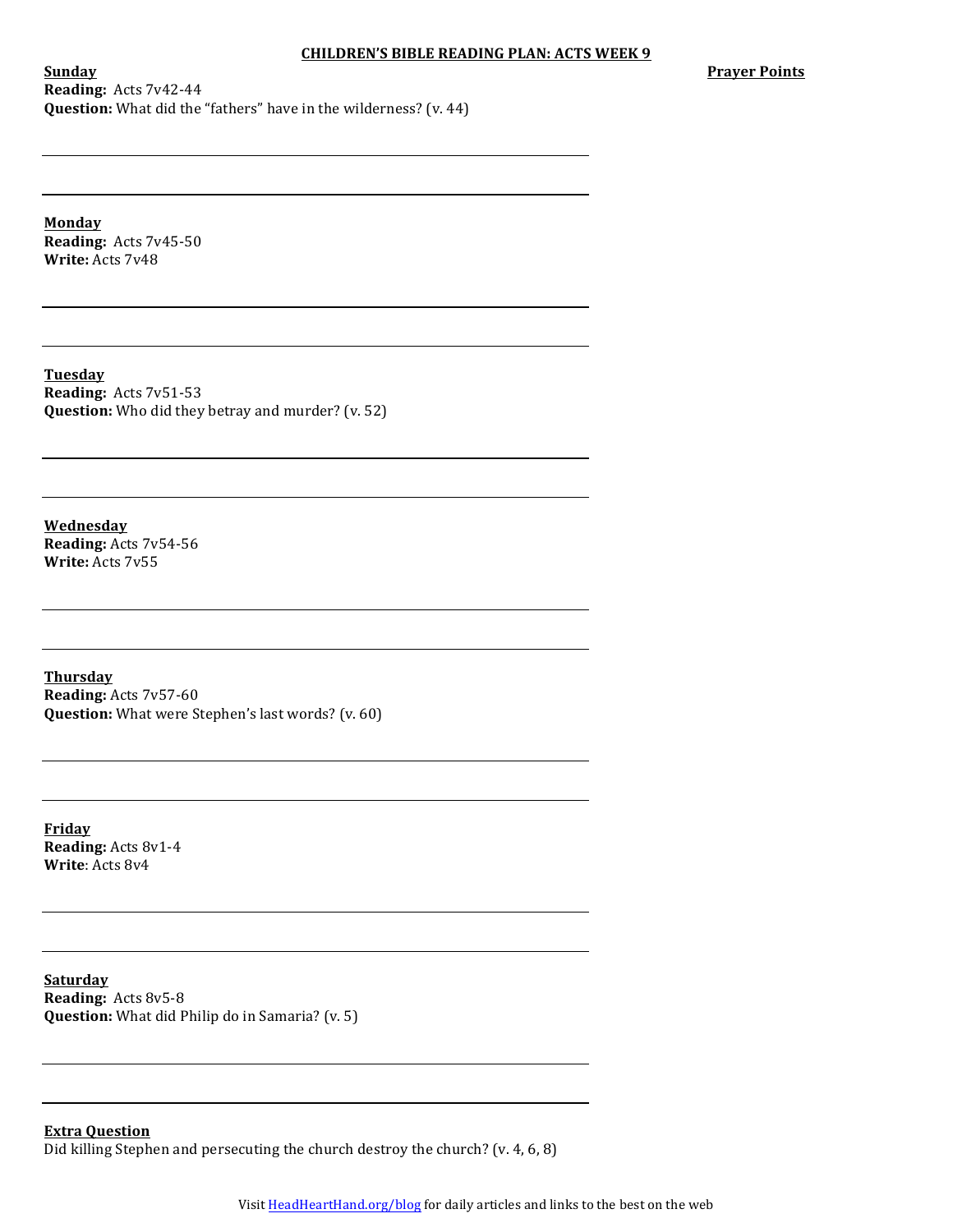# CHILDREN'S BIBLE READING PLAN: ACTS WEEK 9

**Prayer Points**

**Sunday**
**Reading:** Acts 7v42-44
**Question:** What did the "fathers" have in the wilderness? (v. 44)

**Monday**
**Reading:** Acts 7v45-50
**Write:** Acts 7v48

**Tuesday**
**Reading:** Acts 7v51-53
**Question:** Who did they betray and murder? (v. 52)

**Wednesday**
**Reading:** Acts 7v54-56
**Write:** Acts 7v55

**Thursday**
**Reading:** Acts 7v57-60
**Question:** What were Stephen's last words? (v. 60)

**Friday**
**Reading:** Acts 8v1-4
**Write**: Acts 8v4

**Saturday**
**Reading:** Acts 8v5-8
**Question:** What did Philip do in Samaria? (v. 5)

**Extra Question**
Did killing Stephen and persecuting the church destroy the church? (v. 4, 6, 8)

Visit HeadHeartHand.org/blog for daily articles and links to the best on the web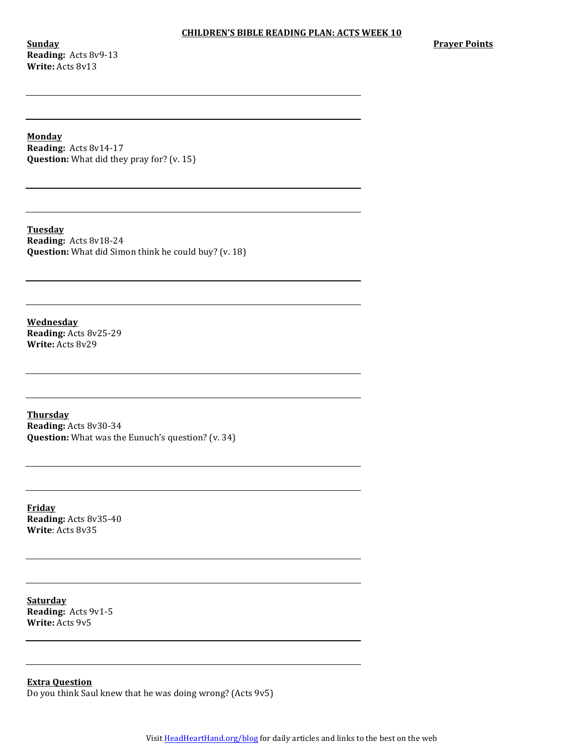**CHILDREN'S BIBLE READING PLAN: ACTS WEEK 10**

**Prayer Points**

**Sunday**
**Reading:** Acts 8v9-13
**Write:** Acts 8v13

**Monday**
**Reading:** Acts 8v14-17
**Question:** What did they pray for? (v. 15)

**Tuesday**
**Reading:** Acts 8v18-24
**Question:** What did Simon think he could buy? (v. 18)

**Wednesday**
**Reading:** Acts 8v25-29
**Write:** Acts 8v29

**Thursday**
**Reading:** Acts 8v30-34
**Question:** What was the Eunuch's question? (v. 34)

**Friday**
**Reading:** Acts 8v35-40
**Write**: Acts 8v35

**Saturday**
**Reading:** Acts 9v1-5
**Write:** Acts 9v5

**Extra Question**
Do you think Saul knew that he was doing wrong? (Acts 9v5)

Visit HeadHeartHand.org/blog for daily articles and links to the best on the web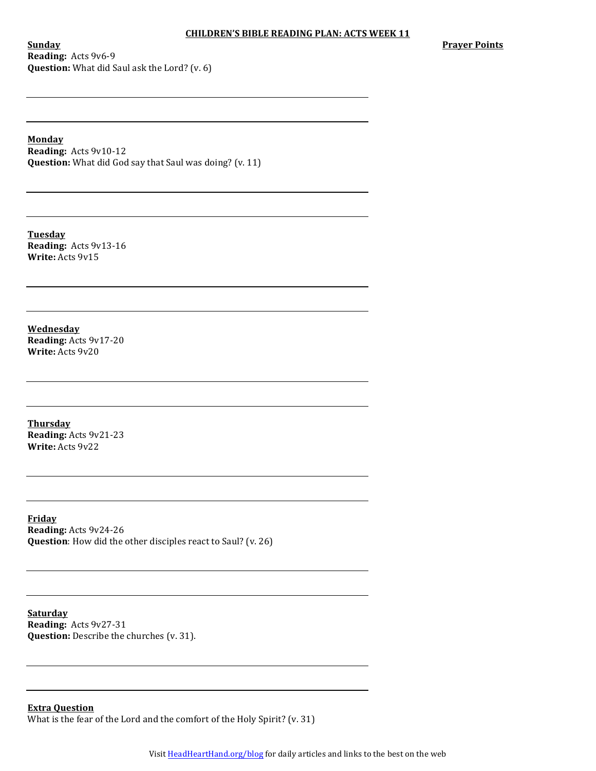**CHILDREN'S BIBLE READING PLAN: ACTS WEEK 11**

**Prayer Points**

**Sunday**
**Reading:** Acts 9v6-9
**Question:** What did Saul ask the Lord? (v. 6)

**Monday**
**Reading:** Acts 9v10-12
**Question:** What did God say that Saul was doing? (v. 11)

**Tuesday**
**Reading:** Acts 9v13-16
**Write:** Acts 9v15

**Wednesday**
**Reading:** Acts 9v17-20
**Write:** Acts 9v20

**Thursday**
**Reading:** Acts 9v21-23
**Write:** Acts 9v22

**Friday**
**Reading:** Acts 9v24-26
**Question**: How did the other disciples react to Saul? (v. 26)

**Saturday**
**Reading:** Acts 9v27-31
**Question:** Describe the churches (v. 31).

**Extra Question**
What is the fear of the Lord and the comfort of the Holy Spirit? (v. 31)

Visit [HeadHeartHand.org/blog](HeadHeartHand.org/blog) for daily articles and links to the best on the web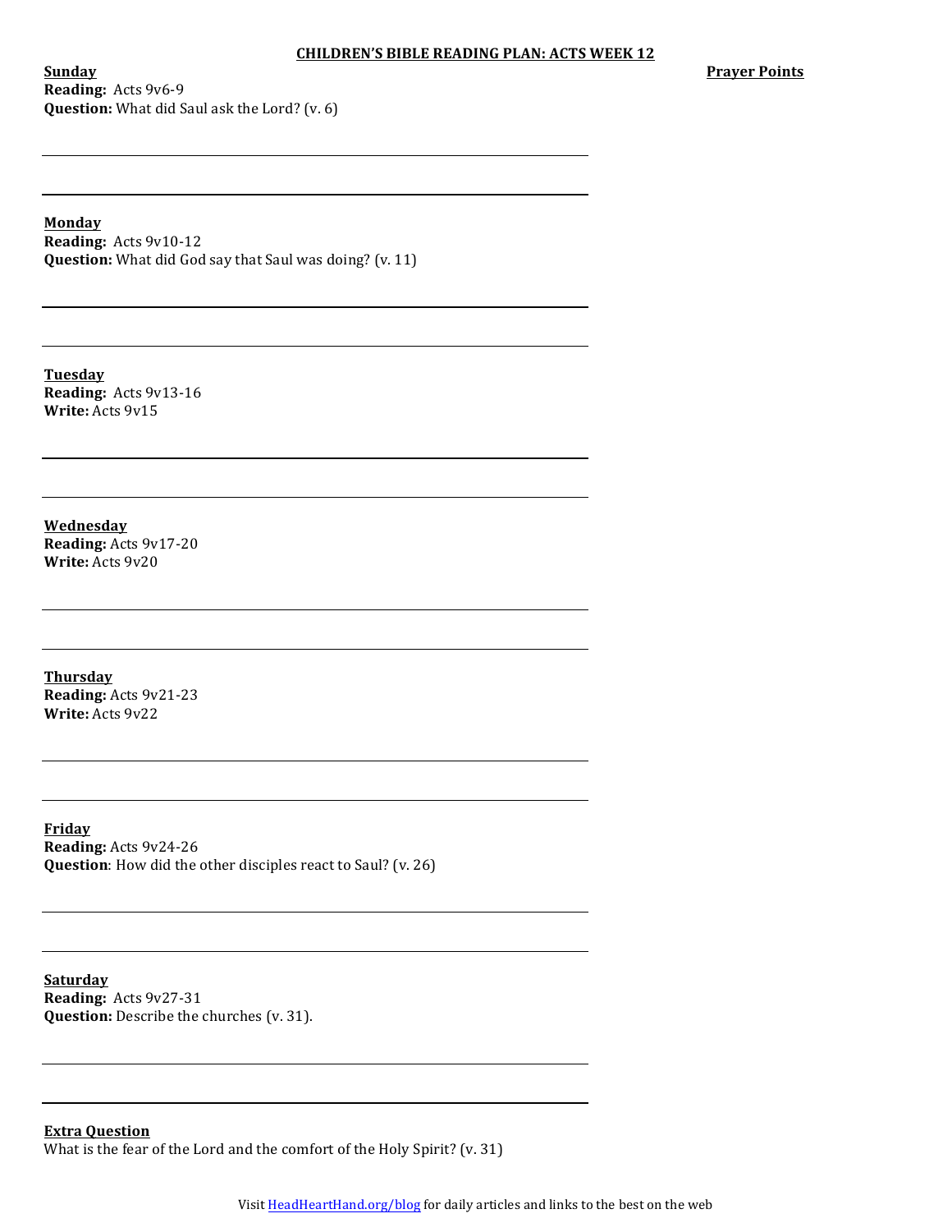# CHILDREN'S BIBLE READING PLAN: ACTS WEEK 12

**Prayer Points**

**Sunday**
**Reading:** Acts 9v6-9
**Question:** What did Saul ask the Lord? (v. 6)

**Monday**
**Reading:** Acts 9v10-12
**Question:** What did God say that Saul was doing? (v. 11)

**Tuesday**
**Reading:** Acts 9v13-16
**Write:** Acts 9v15

**Wednesday**
**Reading:** Acts 9v17-20
**Write:** Acts 9v20

**Thursday**
**Reading:** Acts 9v21-23
**Write:** Acts 9v22

**Friday**
**Reading:** Acts 9v24-26
**Question**: How did the other disciples react to Saul? (v. 26)

**Saturday**
**Reading:** Acts 9v27-31
**Question:** Describe the churches (v. 31).

**Extra Question**
What is the fear of the Lord and the comfort of the Holy Spirit? (v. 31)

Visit HeadHeartHand.org/blog for daily articles and links to the best on the web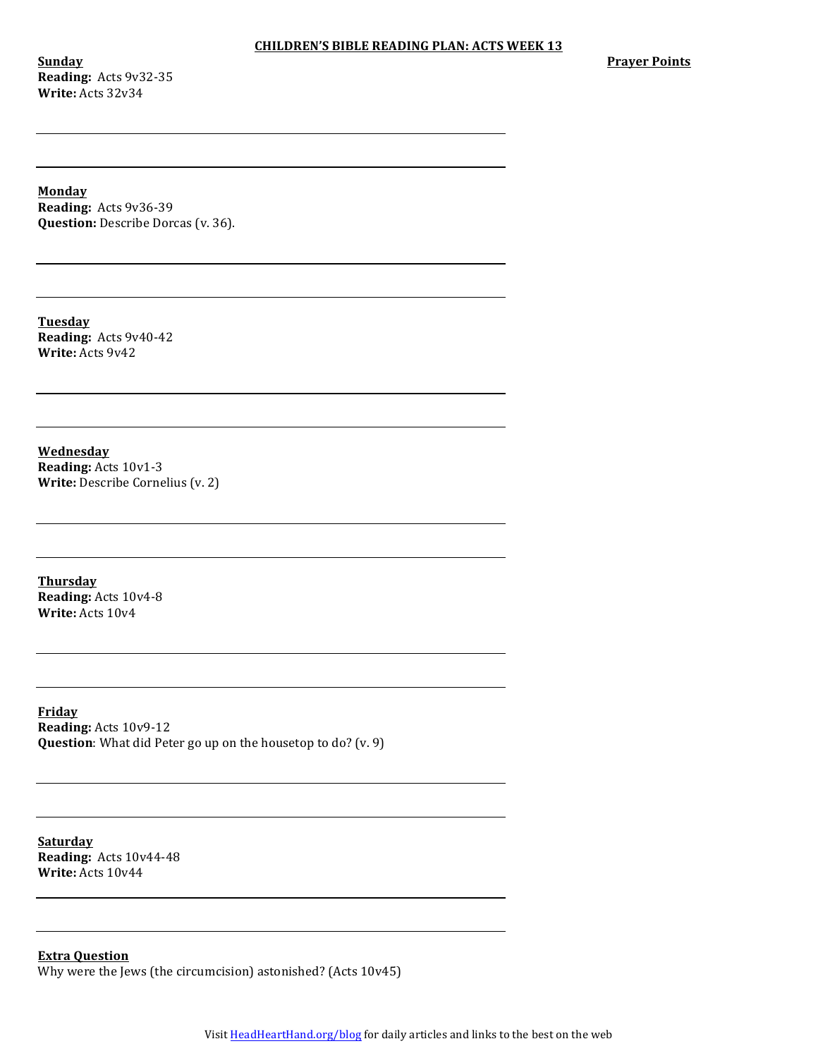# CHILDREN'S BIBLE READING PLAN: ACTS WEEK 13

**Prayer Points**

**Sunday**
**Reading:** Acts 9v32-35
**Write:** Acts 32v34

---

---

**Monday**
**Reading:** Acts 9v36-39
**Question:** Describe Dorcas (v. 36).

---

---

**Tuesday**
**Reading:** Acts 9v40-42
**Write:** Acts 9v42

---

---

**Wednesday**
**Reading:** Acts 10v1-3
**Write:** Describe Cornelius (v. 2)

---

---

**Thursday**
**Reading:** Acts 10v4-8
**Write:** Acts 10v4

---

---

**Friday**
**Reading:** Acts 10v9-12
**Question**: What did Peter go up on the housetop to do? (v. 9)

---

---

**Saturday**
**Reading:** Acts 10v44-48
**Write:** Acts 10v44

---

---

**Extra Question**
Why were the Jews (the circumcision) astonished? (Acts 10v45)

Visit HeadHeartHand.org/blog for daily articles and links to the best on the web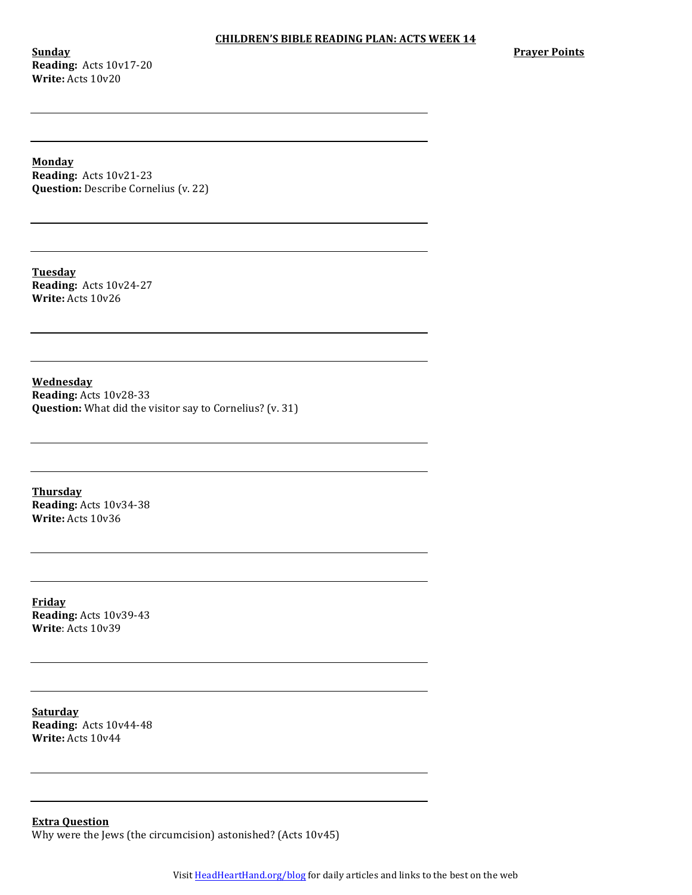## CHILDREN'S BIBLE READING PLAN: ACTS WEEK 14

**Prayer Points**

**Sunday**
**Reading:** Acts 10v17-20
**Write:** Acts 10v20

**Monday**
**Reading:** Acts 10v21-23
**Question:** Describe Cornelius (v. 22)

**Tuesday**
**Reading:** Acts 10v24-27
**Write:** Acts 10v26

**Wednesday**
**Reading:** Acts 10v28-33
**Question:** What did the visitor say to Cornelius? (v. 31)

**Thursday**
**Reading:** Acts 10v34-38
**Write:** Acts 10v36

**Friday**
**Reading:** Acts 10v39-43
**Write**: Acts 10v39

**Saturday**
**Reading:** Acts 10v44-48
**Write:** Acts 10v44

**Extra Question**
Why were the Jews (the circumcision) astonished? (Acts 10v45)

Visit HeadHeartHand.org/blog for daily articles and links to the best on the web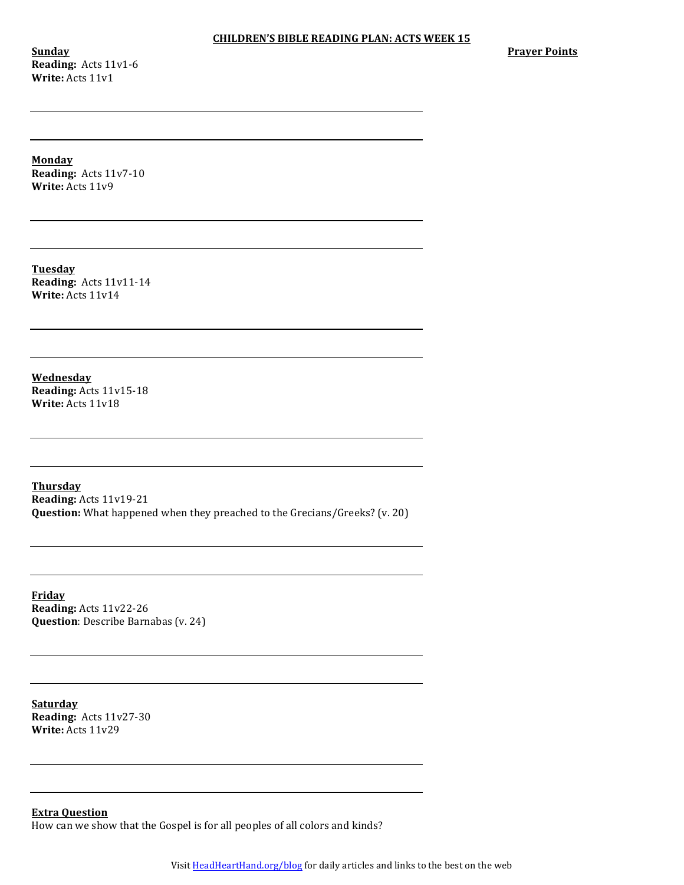**CHILDREN'S BIBLE READING PLAN: ACTS WEEK 15**

**Prayer Points**

**Sunday**
**Reading:** Acts 11v1-6
**Write:** Acts 11v1

**Monday**
**Reading:** Acts 11v7-10
**Write:** Acts 11v9

**Tuesday**
**Reading:** Acts 11v11-14
**Write:** Acts 11v14

**Wednesday**
**Reading:** Acts 11v15-18
**Write:** Acts 11v18

**Thursday**
**Reading:** Acts 11v19-21
**Question:** What happened when they preached to the Grecians/Greeks? (v. 20)

**Friday**
**Reading:** Acts 11v22-26
**Question**: Describe Barnabas (v. 24)

**Saturday**
**Reading:** Acts 11v27-30
**Write:** Acts 11v29

**Extra Question**
How can we show that the Gospel is for all peoples of all colors and kinds?

Visit HeadHeartHand.org/blog for daily articles and links to the best on the web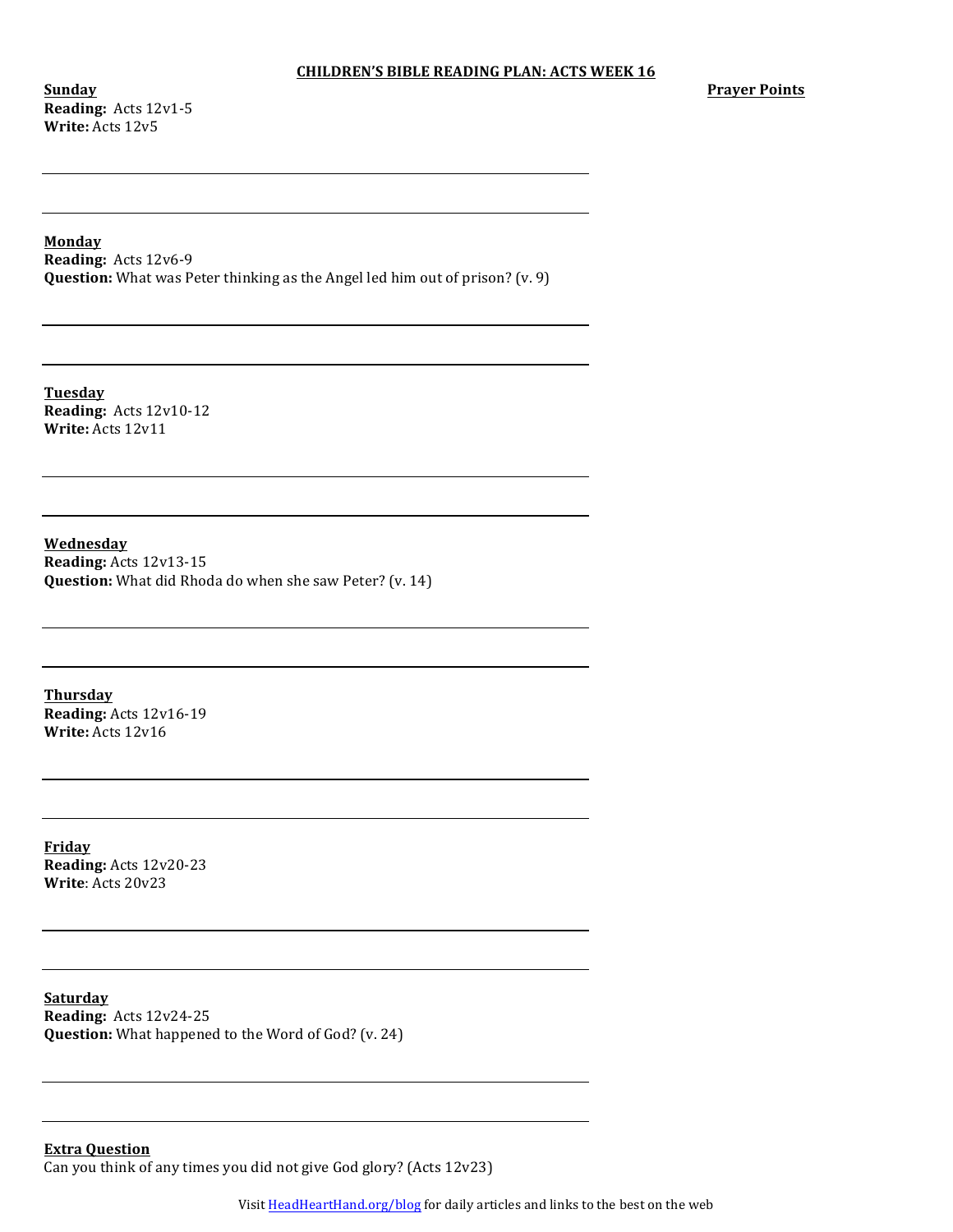# CHILDREN'S BIBLE READING PLAN: ACTS WEEK 16

**Prayer Points**

**Sunday**
**Reading:** Acts 12v1-5
**Write:** Acts 12v5

**Monday**
**Reading:** Acts 12v6-9
**Question:** What was Peter thinking as the Angel led him out of prison? (v. 9)

**Tuesday**
**Reading:** Acts 12v10-12
**Write:** Acts 12v11

**Wednesday**
**Reading:** Acts 12v13-15
**Question:** What did Rhoda do when she saw Peter? (v. 14)

**Thursday**
**Reading:** Acts 12v16-19
**Write:** Acts 12v16

**Friday**
**Reading:** Acts 12v20-23
**Write**: Acts 20v23

**Saturday**
**Reading:** Acts 12v24-25
**Question:** What happened to the Word of God? (v. 24)

**Extra Question**
Can you think of any times you did not give God glory? (Acts 12v23)

Visit HeadHeartHand.org/blog for daily articles and links to the best on the web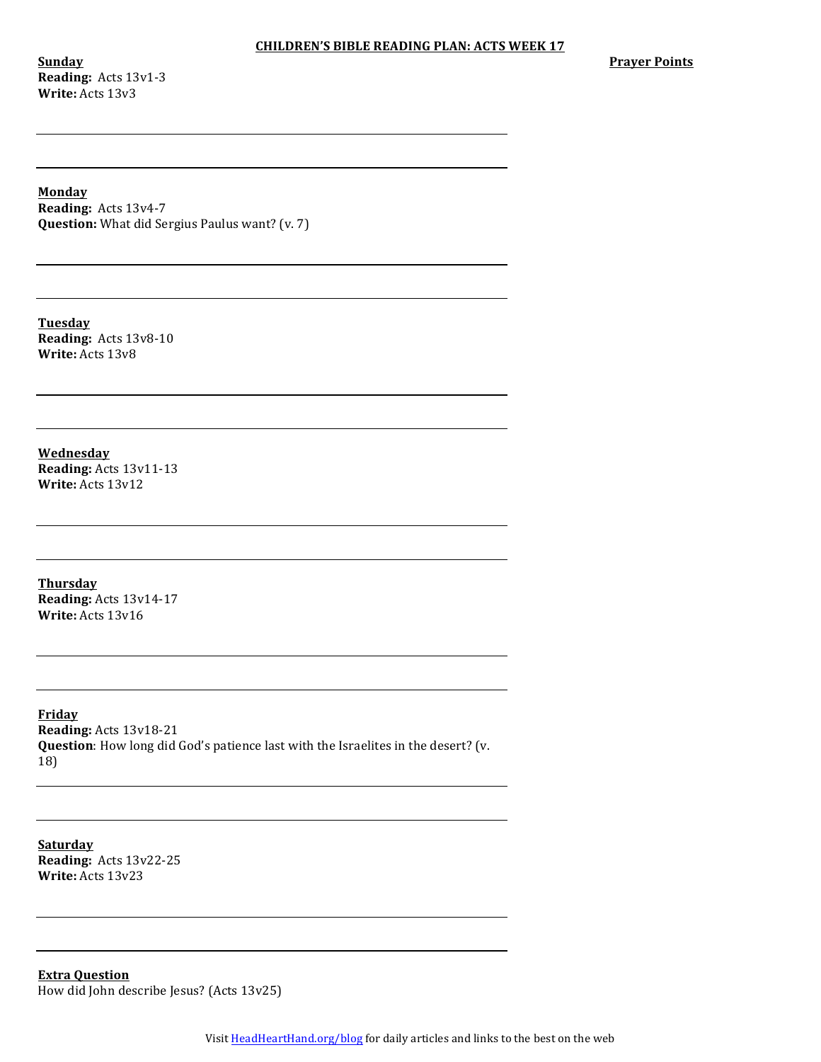# CHILDREN'S BIBLE READING PLAN: ACTS WEEK 17

**Prayer Points**

**Sunday**
**Reading:** Acts 13v1-3
**Write:** Acts 13v3

**Monday**
**Reading:** Acts 13v4-7
**Question:** What did Sergius Paulus want? (v. 7)

**Tuesday**
**Reading:** Acts 13v8-10
**Write:** Acts 13v8

**Wednesday**
**Reading:** Acts 13v11-13
**Write:** Acts 13v12

**Thursday**
**Reading:** Acts 13v14-17
**Write:** Acts 13v16

**Friday**
**Reading:** Acts 13v18-21
**Question**: How long did God's patience last with the Israelites in the desert? (v. 18)

**Saturday**
**Reading:** Acts 13v22-25
**Write:** Acts 13v23

**Extra Question**
How did John describe Jesus? (Acts 13v25)

Visit HeadHeartHand.org/blog for daily articles and links to the best on the web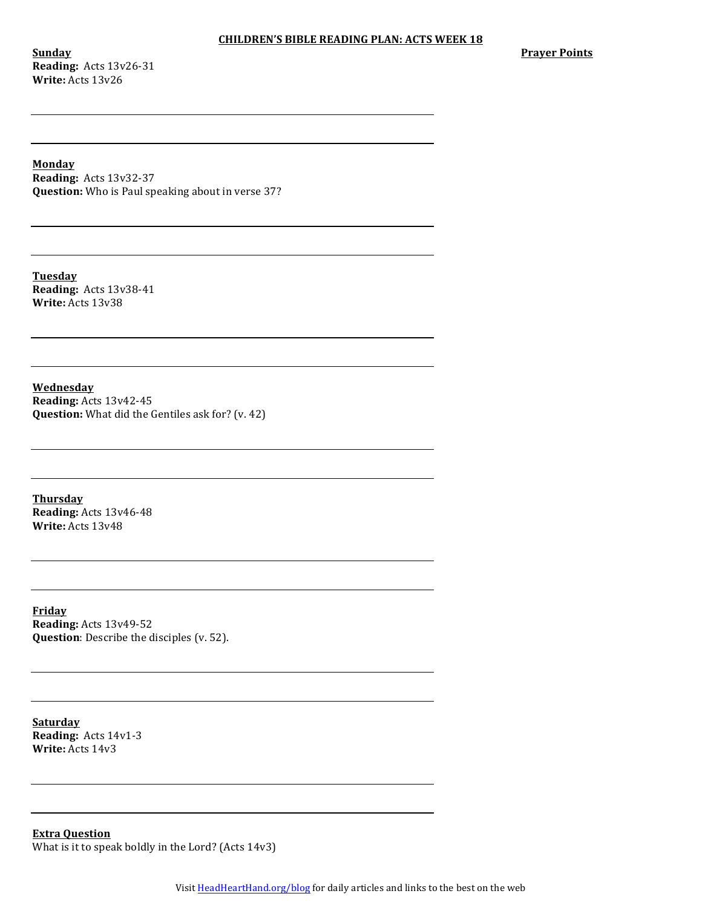## CHILDREN'S BIBLE READING PLAN: ACTS WEEK 18

**Prayer Points**

**Sunday**
**Reading:** Acts 13v26-31
**Write:** Acts 13v26

**Monday**
**Reading:** Acts 13v32-37
**Question:** Who is Paul speaking about in verse 37?

**Tuesday**
**Reading:** Acts 13v38-41
**Write:** Acts 13v38

**Wednesday**
**Reading:** Acts 13v42-45
**Question:** What did the Gentiles ask for? (v. 42)

**Thursday**
**Reading:** Acts 13v46-48
**Write:** Acts 13v48

**Friday**
**Reading:** Acts 13v49-52
**Question**: Describe the disciples (v. 52).

**Saturday**
**Reading:** Acts 14v1-3
**Write:** Acts 14v3

**Extra Question**
What is it to speak boldly in the Lord? (Acts 14v3)

Visit HeadHeartHand.org/blog for daily articles and links to the best on the web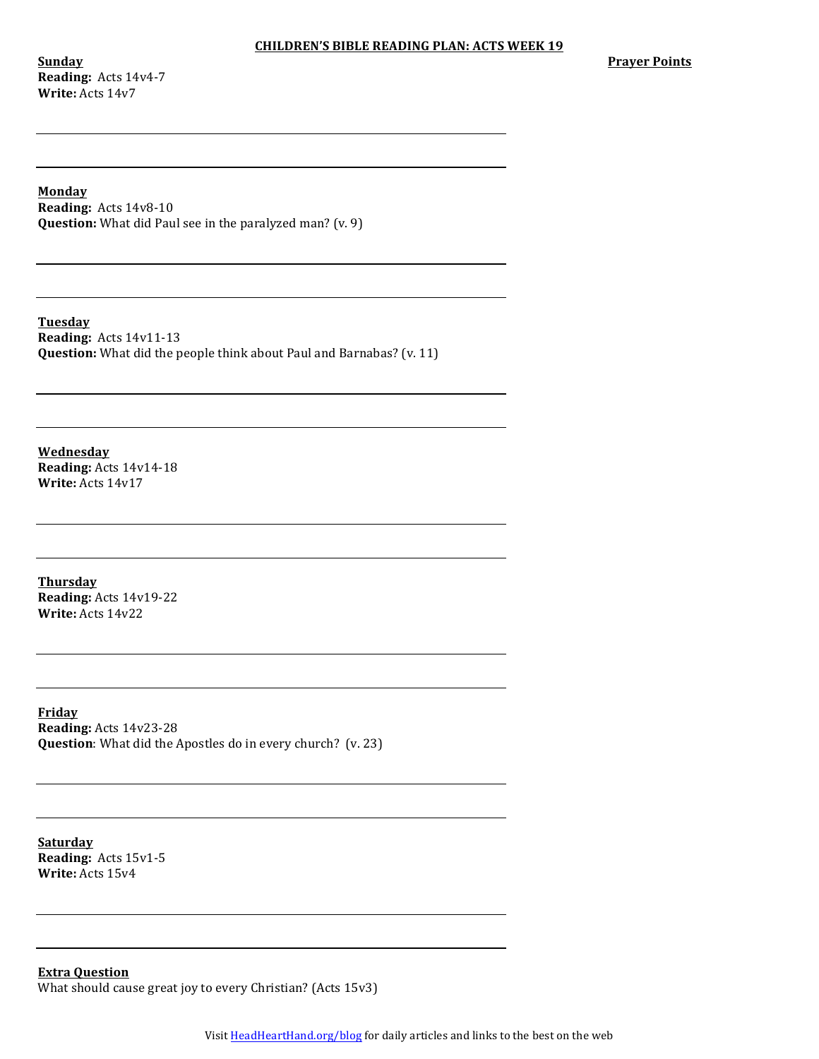## CHILDREN'S BIBLE READING PLAN: ACTS WEEK 19

**Prayer Points**

**Sunday**
**Reading:** Acts 14v4-7
**Write:** Acts 14v7

**Monday**
**Reading:** Acts 14v8-10
**Question:** What did Paul see in the paralyzed man? (v. 9)

**Tuesday**
**Reading:** Acts 14v11-13
**Question:** What did the people think about Paul and Barnabas? (v. 11)

**Wednesday**
**Reading:** Acts 14v14-18
**Write:** Acts 14v17

**Thursday**
**Reading:** Acts 14v19-22
**Write:** Acts 14v22

**Friday**
**Reading:** Acts 14v23-28
**Question**: What did the Apostles do in every church? (v. 23)

**Saturday**
**Reading:** Acts 15v1-5
**Write:** Acts 15v4

**Extra Question**
What should cause great joy to every Christian? (Acts 15v3)

Visit HeadHeartHand.org/blog for daily articles and links to the best on the web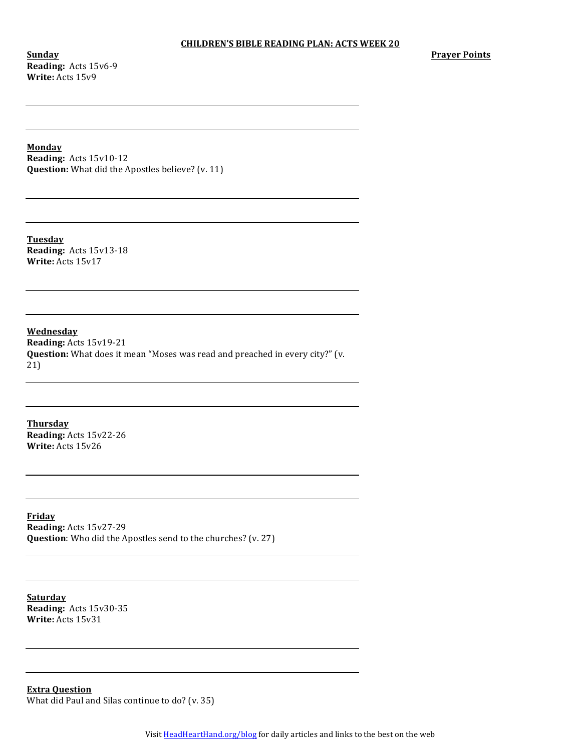# CHILDREN'S BIBLE READING PLAN: ACTS WEEK 20

**Prayer Points**

**Sunday**
**Reading:** Acts 15v6-9
**Write:** Acts 15v9

**Monday**
**Reading:** Acts 15v10-12
**Question:** What did the Apostles believe? (v. 11)

**Tuesday**
**Reading:** Acts 15v13-18
**Write:** Acts 15v17

**Wednesday**
**Reading:** Acts 15v19-21
**Question:** What does it mean "Moses was read and preached in every city?" (v. 21)

**Thursday**
**Reading:** Acts 15v22-26
**Write:** Acts 15v26

**Friday**
**Reading:** Acts 15v27-29
**Question**: Who did the Apostles send to the churches? (v. 27)

**Saturday**
**Reading:** Acts 15v30-35
**Write:** Acts 15v31

**Extra Question**
What did Paul and Silas continue to do? (v. 35)

Visit HeadHeartHand.org/blog for daily articles and links to the best on the web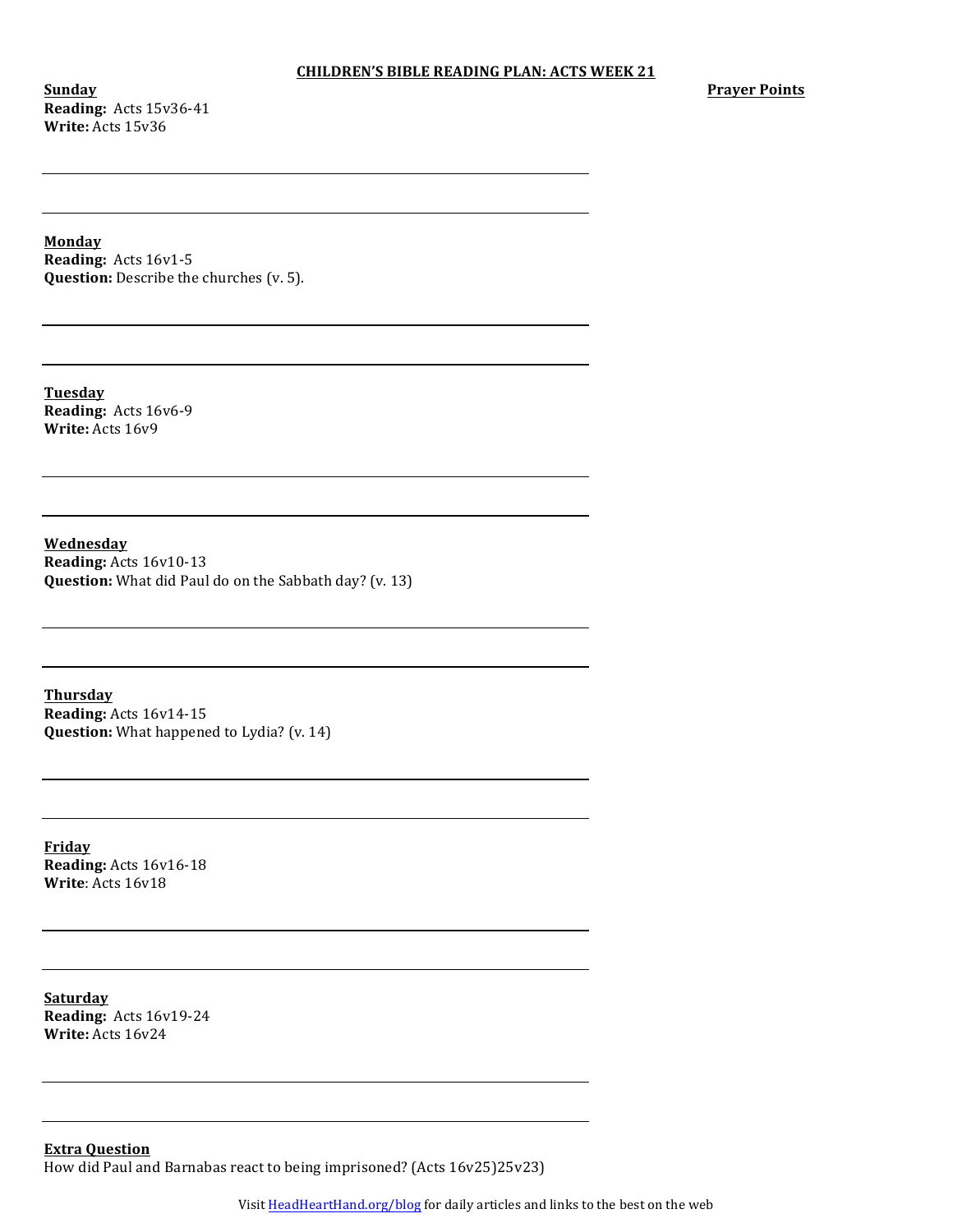**CHILDREN'S BIBLE READING PLAN: ACTS WEEK 21**

**Prayer Points**

**Sunday**
**Reading:** Acts 15v36-41
**Write:** Acts 15v36

**Monday**
**Reading:** Acts 16v1-5
**Question:** Describe the churches (v. 5).

**Tuesday**
**Reading:** Acts 16v6-9
**Write:** Acts 16v9

**Wednesday**
**Reading:** Acts 16v10-13
**Question:** What did Paul do on the Sabbath day? (v. 13)

**Thursday**
**Reading:** Acts 16v14-15
**Question:** What happened to Lydia? (v. 14)

**Friday**
**Reading:** Acts 16v16-18
**Write**: Acts 16v18

**Saturday**
**Reading:** Acts 16v19-24
**Write:** Acts 16v24

**Extra Question**
How did Paul and Barnabas react to being imprisoned? (Acts 16v25)25v23)

Visit HeadHeartHand.org/blog for daily articles and links to the best on the web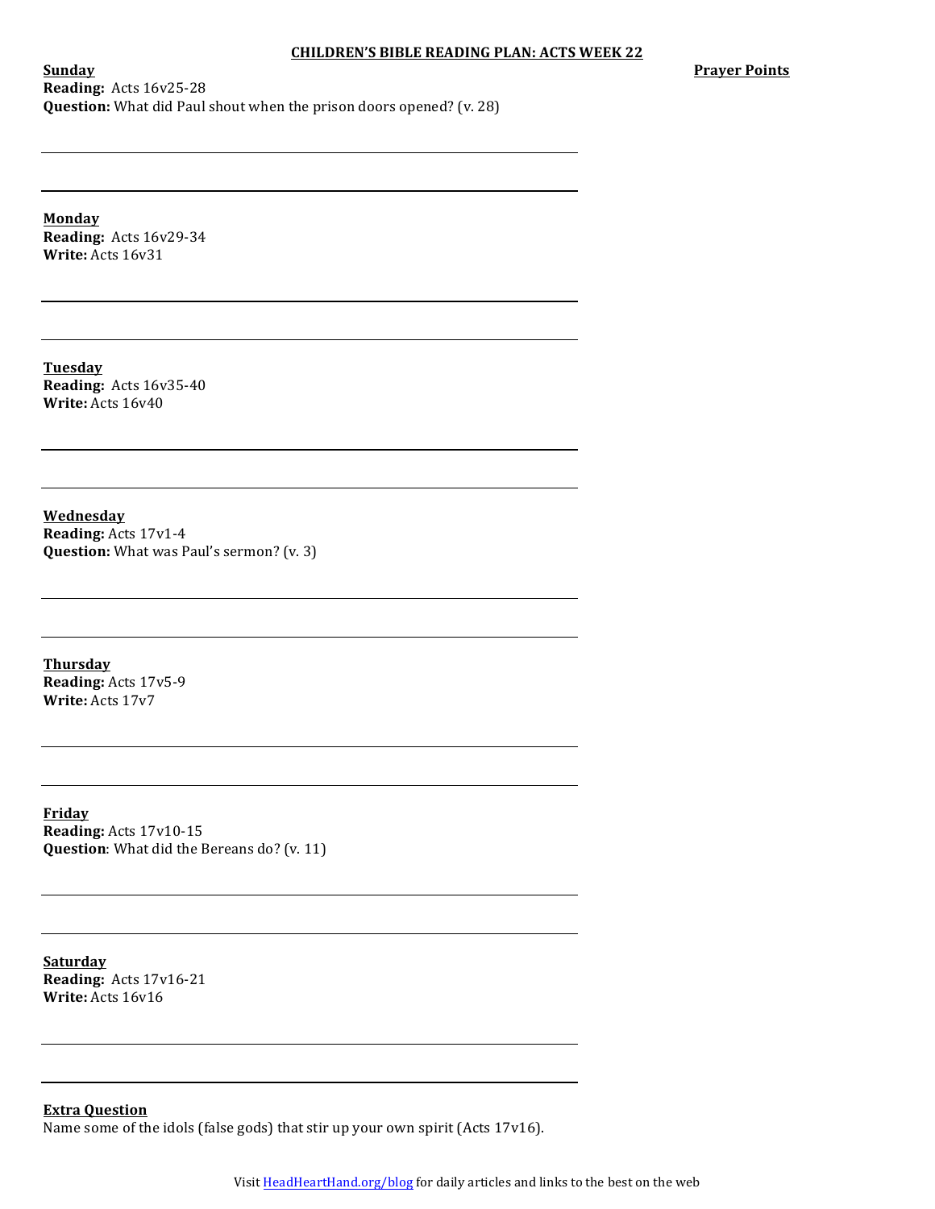# CHILDREN'S BIBLE READING PLAN: ACTS WEEK 22

**Prayer Points**

**Sunday**
**Reading:** Acts 16v25-28
**Question:** What did Paul shout when the prison doors opened? (v. 28)

**Monday**
**Reading:** Acts 16v29-34
**Write:** Acts 16v31

**Tuesday**
**Reading:** Acts 16v35-40
**Write:** Acts 16v40

**Wednesday**
**Reading:** Acts 17v1-4
**Question:** What was Paul's sermon? (v. 3)

**Thursday**
**Reading:** Acts 17v5-9
**Write:** Acts 17v7

**Friday**
**Reading:** Acts 17v10-15
**Question**: What did the Bereans do? (v. 11)

**Saturday**
**Reading:** Acts 17v16-21
**Write:** Acts 16v16

**Extra Question**
Name some of the idols (false gods) that stir up your own spirit (Acts 17v16).

Visit HeadHeartHand.org/blog for daily articles and links to the best on the web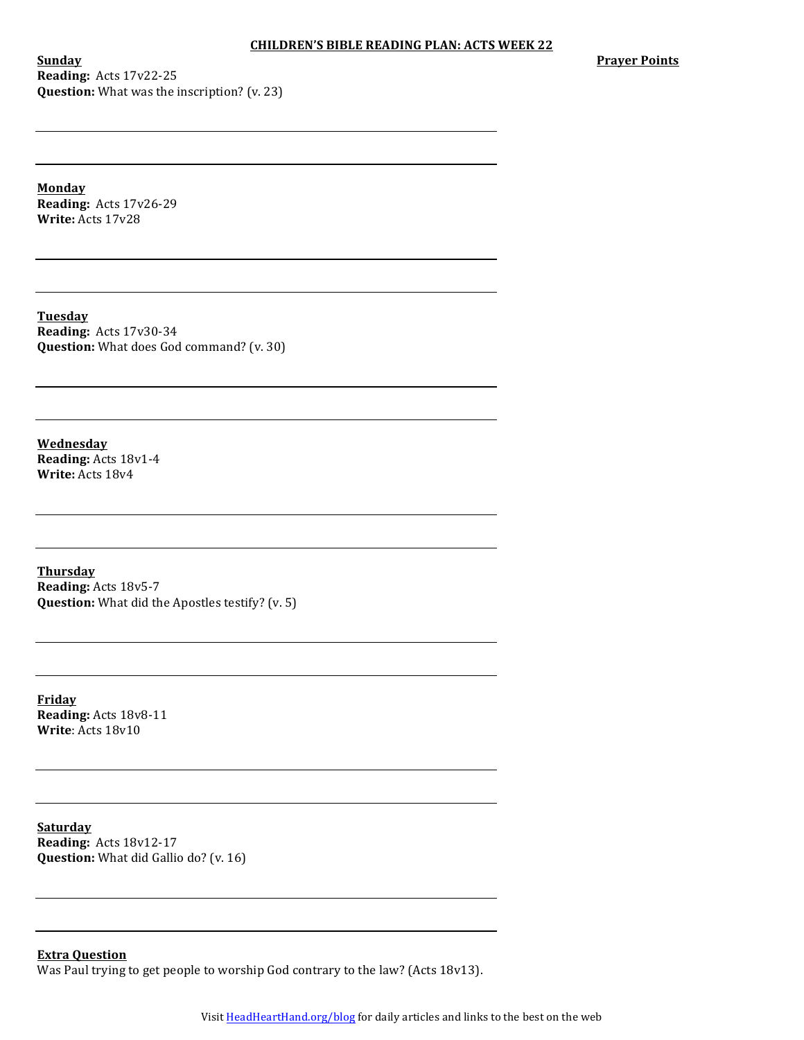# CHILDREN'S BIBLE READING PLAN: ACTS WEEK 22

**Prayer Points**

**Sunday**
**Reading:** Acts 17v22-25
**Question:** What was the inscription? (v. 23)

**Monday**
**Reading:** Acts 17v26-29
**Write:** Acts 17v28

**Tuesday**
**Reading:** Acts 17v30-34
**Question:** What does God command? (v. 30)

**Wednesday**
**Reading:** Acts 18v1-4
**Write:** Acts 18v4

**Thursday**
**Reading:** Acts 18v5-7
**Question:** What did the Apostles testify? (v. 5)

**Friday**
**Reading:** Acts 18v8-11
**Write**: Acts 18v10

**Saturday**
**Reading:** Acts 18v12-17
**Question:** What did Gallio do? (v. 16)

**Extra Question**
Was Paul trying to get people to worship God contrary to the law? (Acts 18v13).

Visit HeadHeartHand.org/blog for daily articles and links to the best on the web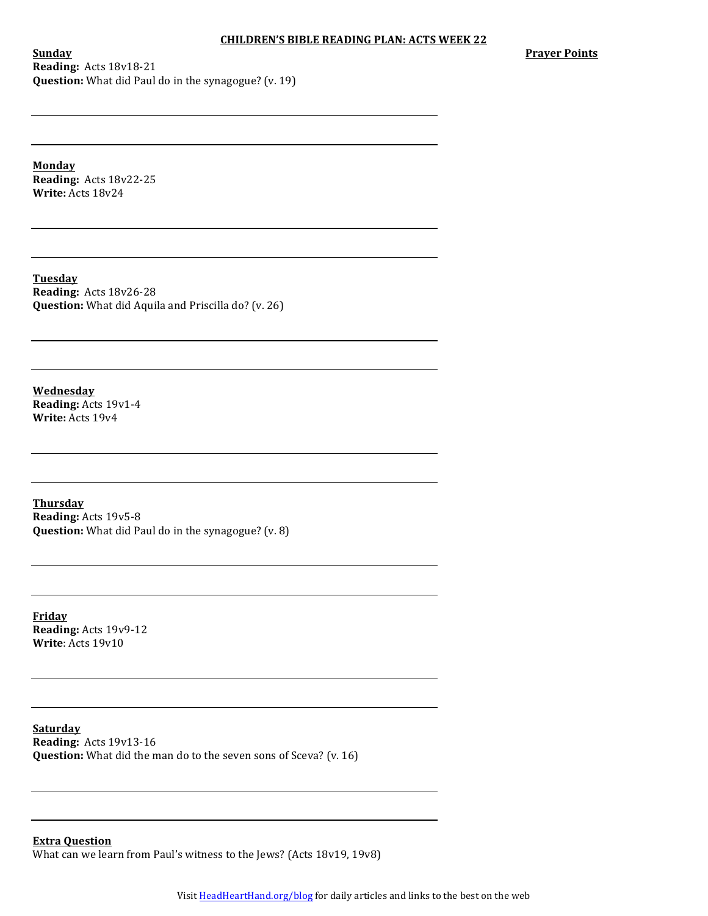# CHILDREN'S BIBLE READING PLAN: ACTS WEEK 22

**Prayer Points**

**Sunday**
**Reading:** Acts 18v18-21
**Question:** What did Paul do in the synagogue? (v. 19)

**Monday**
**Reading:** Acts 18v22-25
**Write:** Acts 18v24

**Tuesday**
**Reading:** Acts 18v26-28
**Question:** What did Aquila and Priscilla do? (v. 26)

**Wednesday**
**Reading:** Acts 19v1-4
**Write:** Acts 19v4

**Thursday**
**Reading:** Acts 19v5-8
**Question:** What did Paul do in the synagogue? (v. 8)

**Friday**
**Reading:** Acts 19v9-12
**Write**: Acts 19v10

**Saturday**
**Reading:** Acts 19v13-16
**Question:** What did the man do to the seven sons of Sceva? (v. 16)

**Extra Question**
What can we learn from Paul's witness to the Jews? (Acts 18v19, 19v8)

Visit HeadHeartHand.org/blog for daily articles and links to the best on the web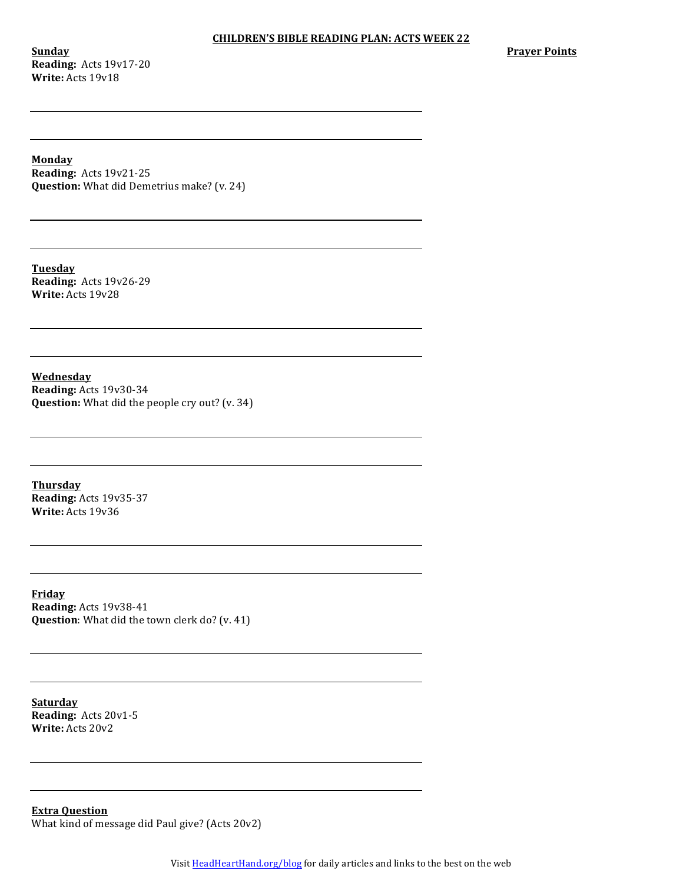## CHILDREN'S BIBLE READING PLAN: ACTS WEEK 22

**Prayer Points**

**Sunday**
**Reading:** Acts 19v17-20
**Write:** Acts 19v18

**Monday**
**Reading:** Acts 19v21-25
**Question:** What did Demetrius make? (v. 24)

**Tuesday**
**Reading:** Acts 19v26-29
**Write:** Acts 19v28

**Wednesday**
**Reading:** Acts 19v30-34
**Question:** What did the people cry out? (v. 34)

**Thursday**
**Reading:** Acts 19v35-37
**Write:** Acts 19v36

**Friday**
**Reading:** Acts 19v38-41
**Question**: What did the town clerk do? (v. 41)

**Saturday**
**Reading:** Acts 20v1-5
**Write:** Acts 20v2

**Extra Question**
What kind of message did Paul give? (Acts 20v2)

Visit HeadHeartHand.org/blog for daily articles and links to the best on the web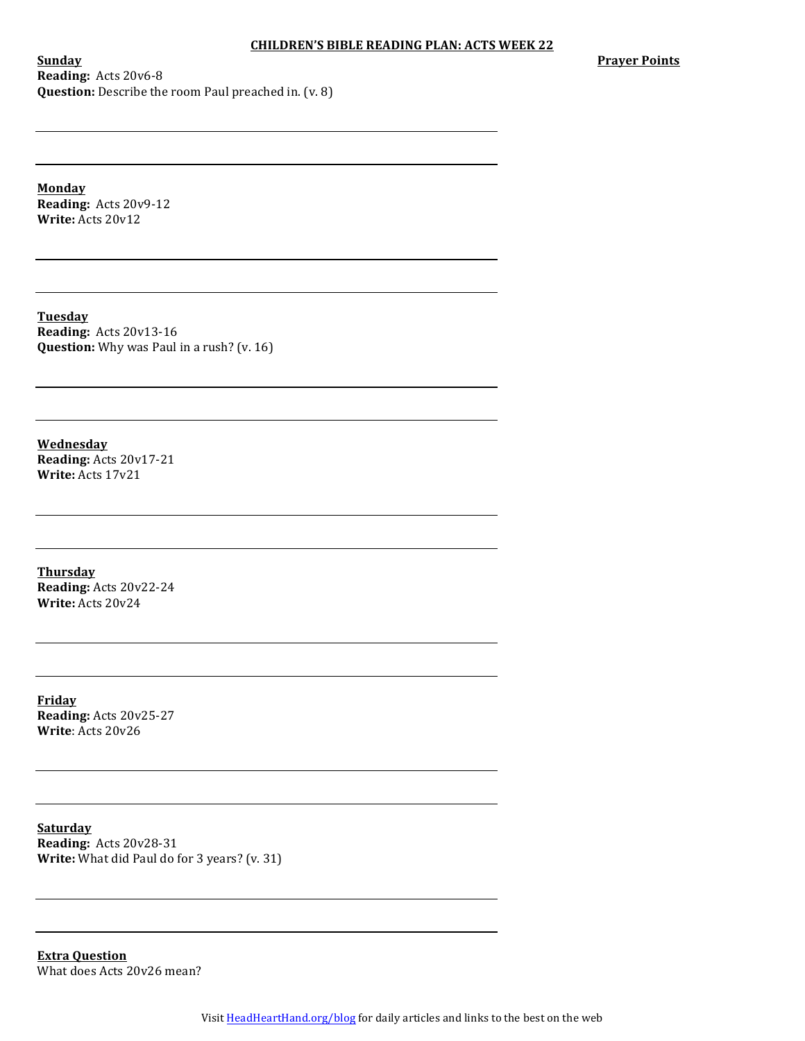# CHILDREN'S BIBLE READING PLAN: ACTS WEEK 22

**Prayer Points**

**Sunday**
**Reading:** Acts 20v6-8
**Question:** Describe the room Paul preached in. (v. 8)

**Monday**
**Reading:** Acts 20v9-12
**Write:** Acts 20v12

**Tuesday**
**Reading:** Acts 20v13-16
**Question:** Why was Paul in a rush? (v. 16)

**Wednesday**
**Reading:** Acts 20v17-21
**Write:** Acts 17v21

**Thursday**
**Reading:** Acts 20v22-24
**Write:** Acts 20v24

**Friday**
**Reading:** Acts 20v25-27
**Write**: Acts 20v26

**Saturday**
**Reading:** Acts 20v28-31
**Write:** What did Paul do for 3 years? (v. 31)

**Extra Question**
What does Acts 20v26 mean?

Visit HeadHeartHand.org/blog for daily articles and links to the best on the web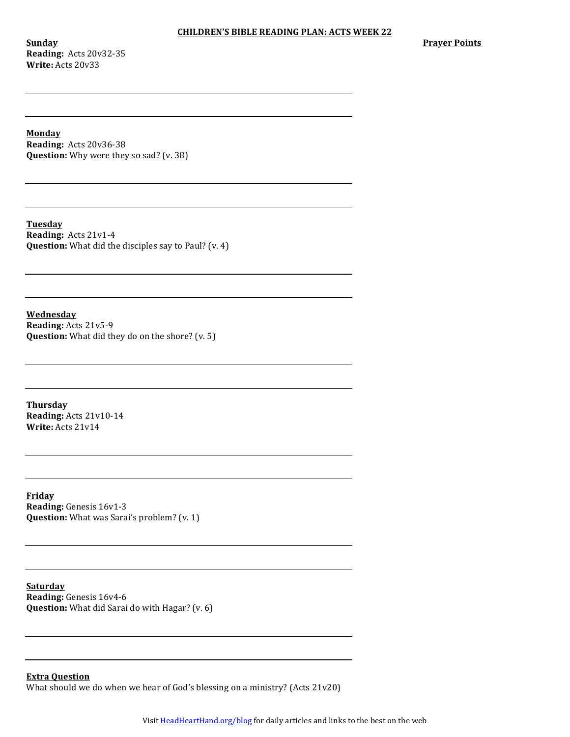# CHILDREN'S BIBLE READING PLAN: ACTS WEEK 22

**Prayer Points**

**Sunday**
**Reading:** Acts 20v32-35
**Write:** Acts 20v33

**Monday**
**Reading:** Acts 20v36-38
**Question:** Why were they so sad? (v. 38)

**Tuesday**
**Reading:** Acts 21v1-4
**Question:** What did the disciples say to Paul? (v. 4)

**Wednesday**
**Reading:** Acts 21v5-9
**Question:** What did they do on the shore? (v. 5)

**Thursday**
**Reading:** Acts 21v10-14
**Write:** Acts 21v14

**Friday**
**Reading:** Genesis 16v1-3
**Question:** What was Sarai's problem? (v. 1)

**Saturday**
**Reading:** Genesis 16v4-6
**Question:** What did Sarai do with Hagar? (v. 6)

**Extra Question**
What should we do when we hear of God's blessing on a ministry? (Acts 21v20)

Visit HeadHeartHand.org/blog for daily articles and links to the best on the web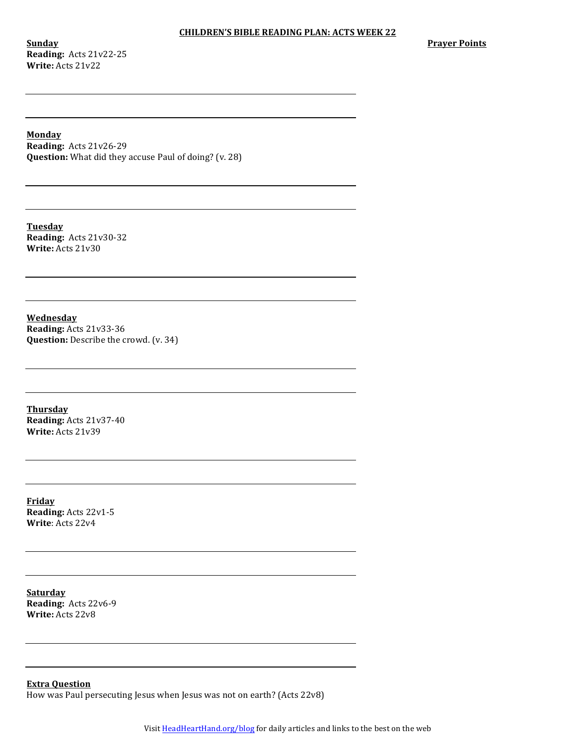**CHILDREN'S BIBLE READING PLAN: ACTS WEEK 22**

**Prayer Points**

**Sunday**
**Reading:** Acts 21v22-25
**Write:** Acts 21v22

**Monday**
**Reading:** Acts 21v26-29
**Question:** What did they accuse Paul of doing? (v. 28)

**Tuesday**
**Reading:** Acts 21v30-32
**Write:** Acts 21v30

**Wednesday**
**Reading:** Acts 21v33-36
**Question:** Describe the crowd. (v. 34)

**Thursday**
**Reading:** Acts 21v37-40
**Write:** Acts 21v39

**Friday**
**Reading:** Acts 22v1-5
**Write**: Acts 22v4

**Saturday**
**Reading:** Acts 22v6-9
**Write:** Acts 22v8

**Extra Question**
How was Paul persecuting Jesus when Jesus was not on earth? (Acts 22v8)

Visit HeadHeartHand.org/blog for daily articles and links to the best on the web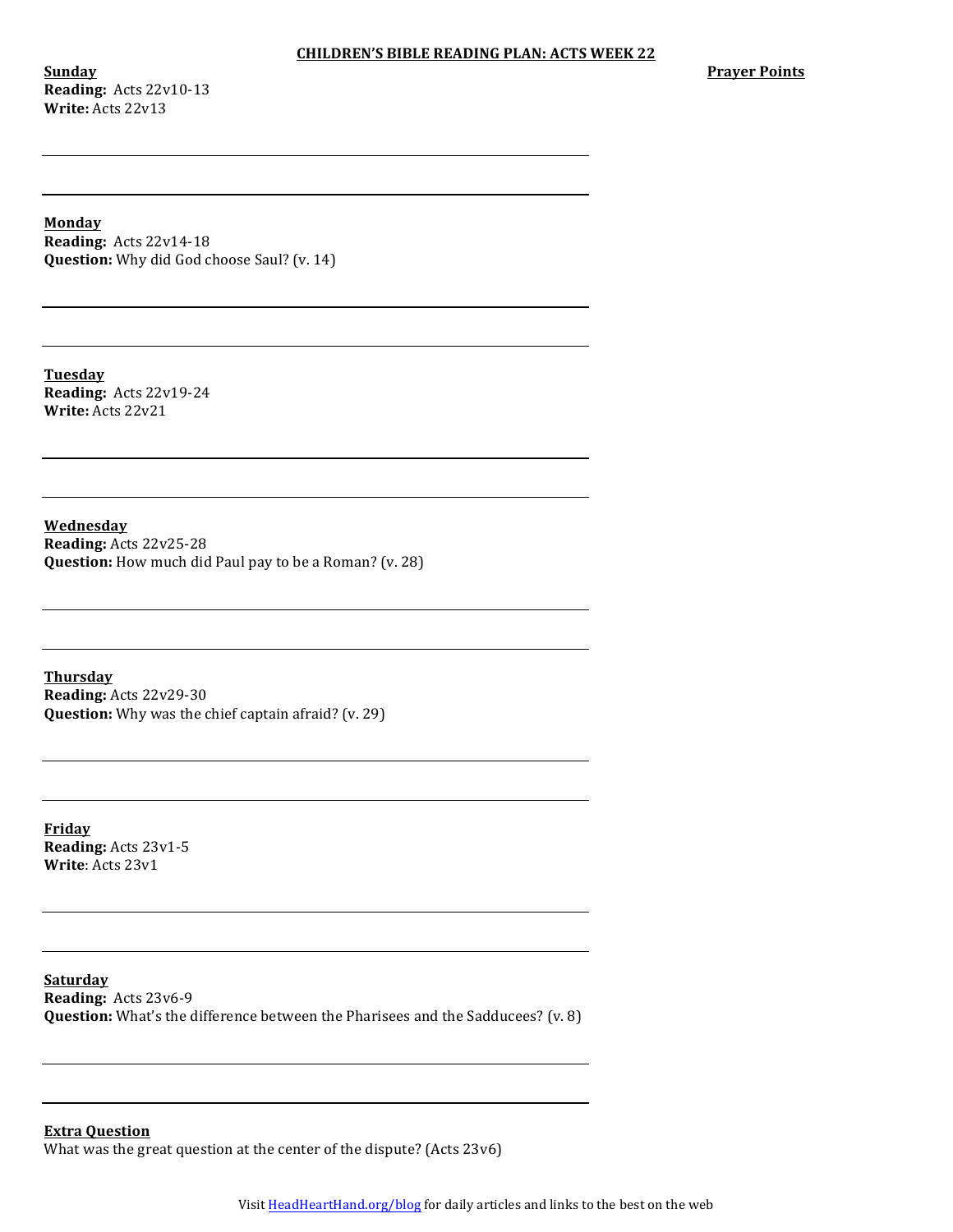**CHILDREN'S BIBLE READING PLAN: ACTS WEEK 22**

**Prayer Points**

**Sunday**
**Reading:** Acts 22v10-13
**Write:** Acts 22v13

**Monday**
**Reading:** Acts 22v14-18
**Question:** Why did God choose Saul? (v. 14)

**Tuesday**
**Reading:** Acts 22v19-24
**Write:** Acts 22v21

**Wednesday**
**Reading:** Acts 22v25-28
**Question:** How much did Paul pay to be a Roman? (v. 28)

**Thursday**
**Reading:** Acts 22v29-30
**Question:** Why was the chief captain afraid? (v. 29)

**Friday**
**Reading:** Acts 23v1-5
**Write**: Acts 23v1

**Saturday**
**Reading:** Acts 23v6-9
**Question:** What's the difference between the Pharisees and the Sadducees? (v. 8)

**Extra Question**
What was the great question at the center of the dispute? (Acts 23v6)

Visit HeadHeartHand.org/blog for daily articles and links to the best on the web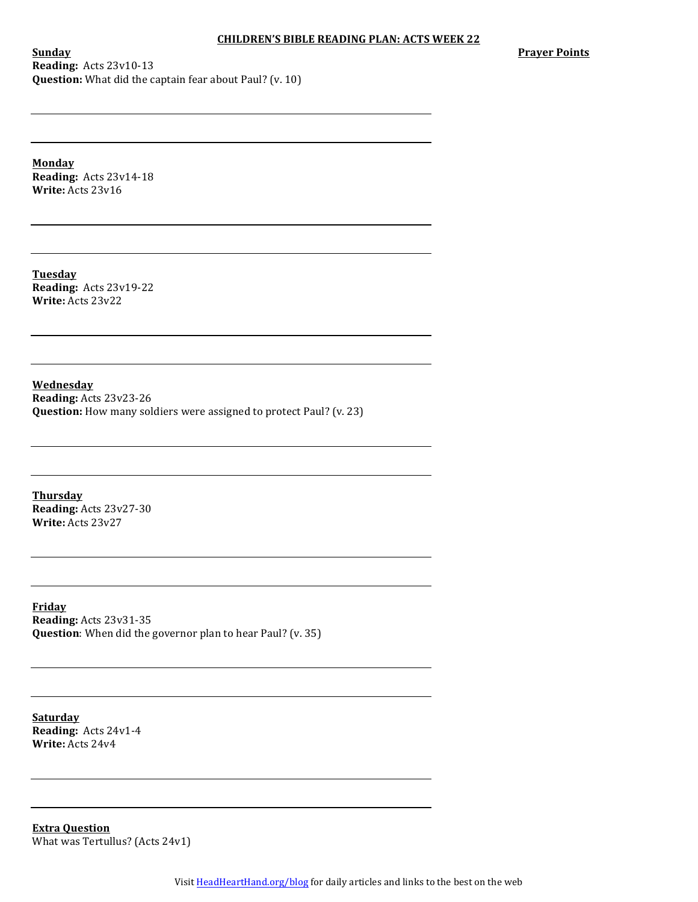**CHILDREN'S BIBLE READING PLAN: ACTS WEEK 22**

**Prayer Points**

**Sunday**
**Reading:** Acts 23v10-13
**Question:** What did the captain fear about Paul? (v. 10)

**Monday**
**Reading:** Acts 23v14-18
**Write:** Acts 23v16

**Tuesday**
**Reading:** Acts 23v19-22
**Write:** Acts 23v22

**Wednesday**
**Reading:** Acts 23v23-26
**Question:** How many soldiers were assigned to protect Paul? (v. 23)

**Thursday**
**Reading:** Acts 23v27-30
**Write:** Acts 23v27

**Friday**
**Reading:** Acts 23v31-35
**Question**: When did the governor plan to hear Paul? (v. 35)

**Saturday**
**Reading:** Acts 24v1-4
**Write:** Acts 24v4

**Extra Question**
What was Tertullus? (Acts 24v1)

Visit HeadHeartHand.org/blog for daily articles and links to the best on the web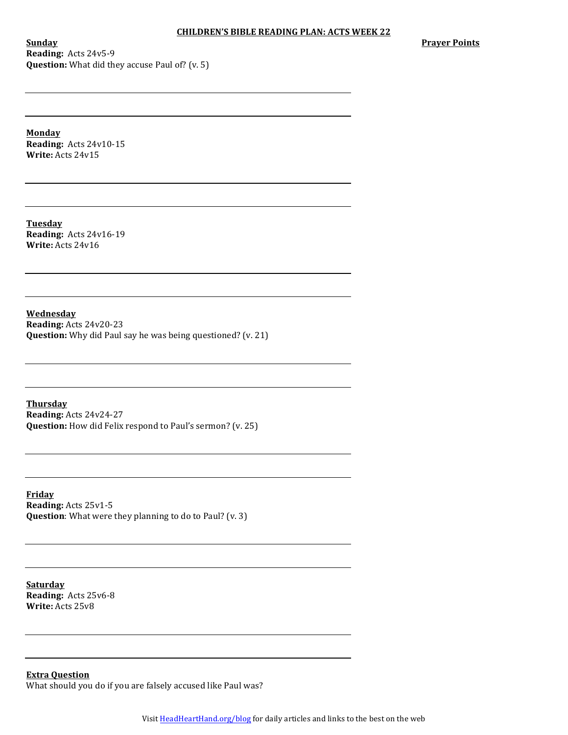# CHILDREN'S BIBLE READING PLAN: ACTS WEEK 22

**Prayer Points**

**Sunday**
**Reading:** Acts 24v5-9
**Question:** What did they accuse Paul of? (v. 5)

**Monday**
**Reading:** Acts 24v10-15
**Write:** Acts 24v15

**Tuesday**
**Reading:** Acts 24v16-19
**Write:** Acts 24v16

**Wednesday**
**Reading:** Acts 24v20-23
**Question:** Why did Paul say he was being questioned? (v. 21)

**Thursday**
**Reading:** Acts 24v24-27
**Question:** How did Felix respond to Paul's sermon? (v. 25)

**Friday**
**Reading:** Acts 25v1-5
**Question**: What were they planning to do to Paul? (v. 3)

**Saturday**
**Reading:** Acts 25v6-8
**Write:** Acts 25v8

**Extra Question**
What should you do if you are falsely accused like Paul was?

Visit HeadHeartHand.org/blog for daily articles and links to the best on the web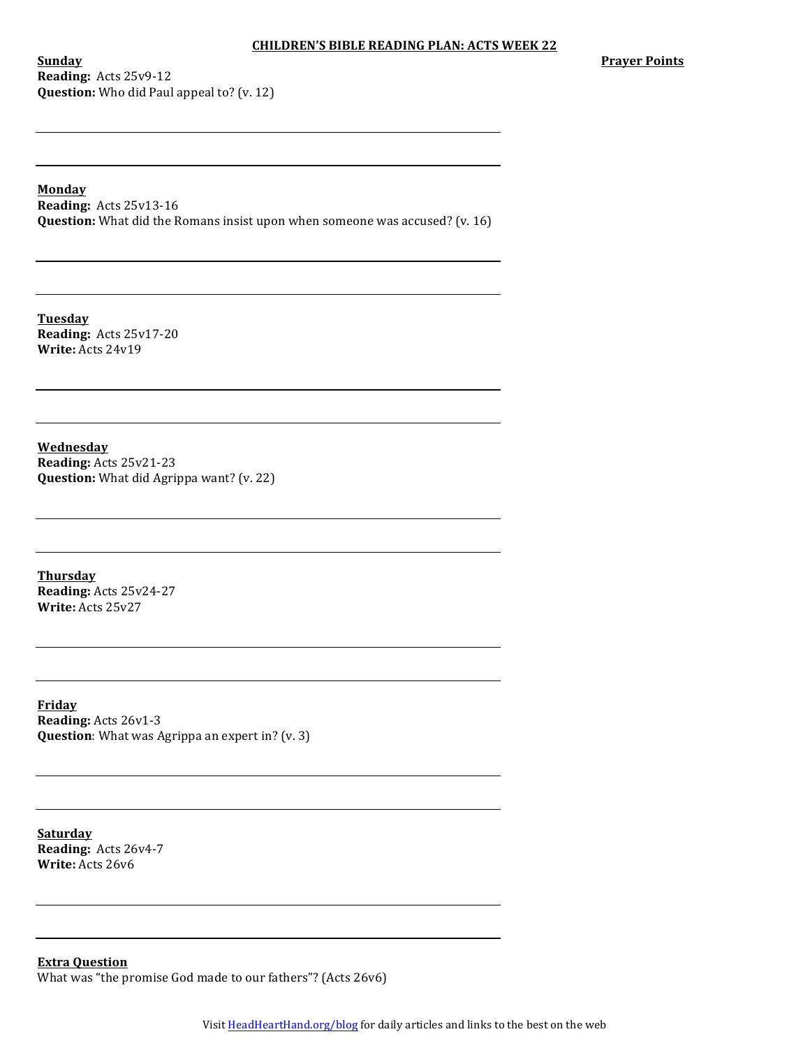# CHILDREN'S BIBLE READING PLAN: ACTS WEEK 22

**Prayer Points**

**Sunday**
**Reading:** Acts 25v9-12
**Question:** Who did Paul appeal to? (v. 12)

**Monday**
**Reading:** Acts 25v13-16
**Question:** What did the Romans insist upon when someone was accused? (v. 16)

**Tuesday**
**Reading:** Acts 25v17-20
**Write:** Acts 24v19

**Wednesday**
**Reading:** Acts 25v21-23
**Question:** What did Agrippa want? (v. 22)

**Thursday**
**Reading:** Acts 25v24-27
**Write:** Acts 25v27

**Friday**
**Reading:** Acts 26v1-3
**Question**: What was Agrippa an expert in? (v. 3)

**Saturday**
**Reading:** Acts 26v4-7
**Write:** Acts 26v6

**Extra Question**
What was "the promise God made to our fathers"? (Acts 26v6)

Visit HeadHeartHand.org/blog for daily articles and links to the best on the web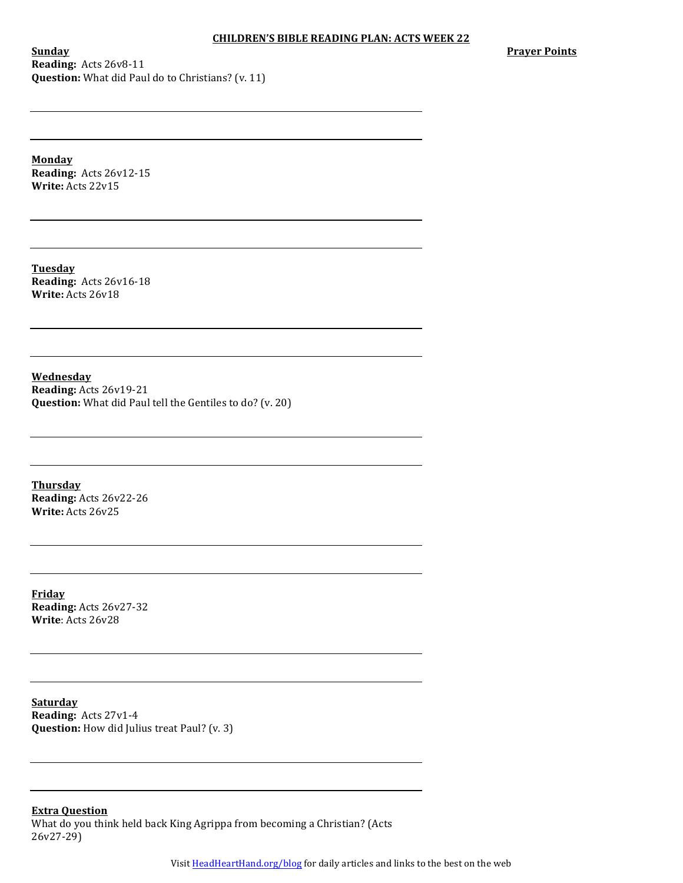**CHILDREN'S BIBLE READING PLAN: ACTS WEEK 22**

**Prayer Points**

**Sunday**
**Reading:** Acts 26v8-11
**Question:** What did Paul do to Christians? (v. 11)

**Monday**
**Reading:** Acts 26v12-15
**Write:** Acts 22v15

**Tuesday**
**Reading:** Acts 26v16-18
**Write:** Acts 26v18

**Wednesday**
**Reading:** Acts 26v19-21
**Question:** What did Paul tell the Gentiles to do? (v. 20)

**Thursday**
**Reading:** Acts 26v22-26
**Write:** Acts 26v25

**Friday**
**Reading:** Acts 26v27-32
**Write**: Acts 26v28

**Saturday**
**Reading:** Acts 27v1-4
**Question:** How did Julius treat Paul? (v. 3)

**Extra Question**
What do you think held back King Agrippa from becoming a Christian? (Acts 26v27-29)

Visit HeadHeartHand.org/blog for daily articles and links to the best on the web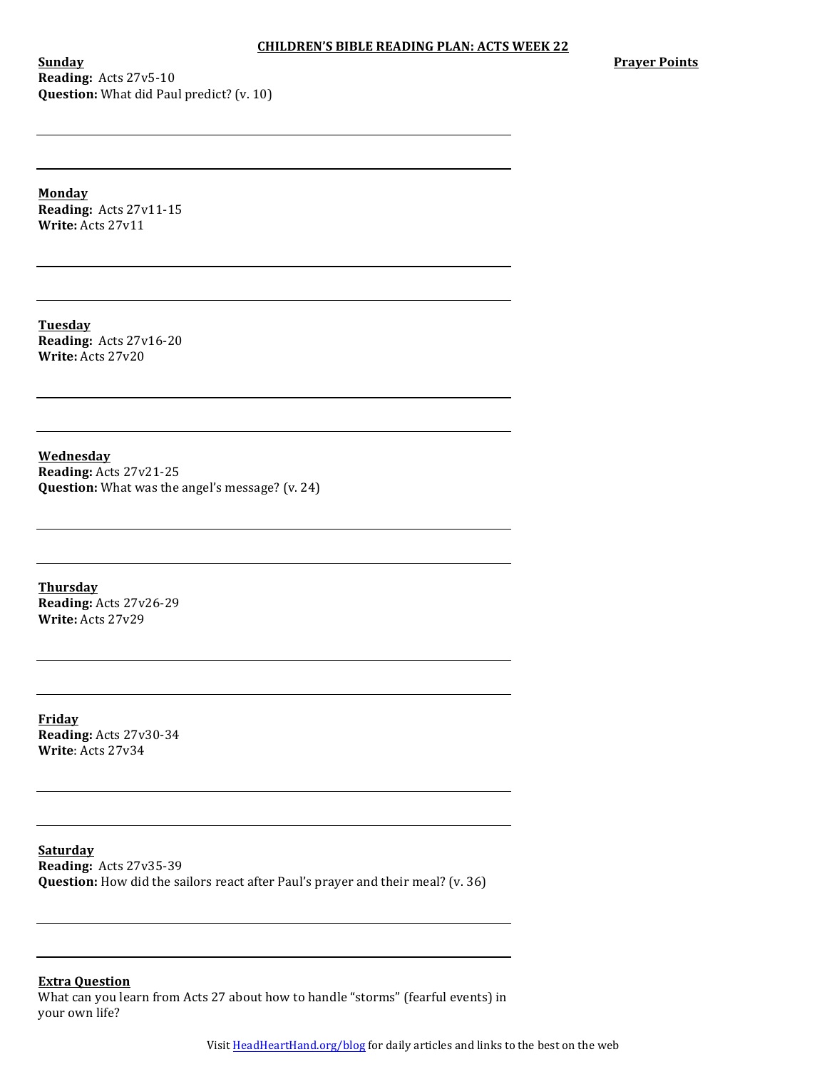# CHILDREN'S BIBLE READING PLAN: ACTS WEEK 22

**Prayer Points**

**Sunday**
**Reading:** Acts 27v5-10
**Question:** What did Paul predict? (v. 10)

**Monday**
**Reading:** Acts 27v11-15
**Write:** Acts 27v11

**Tuesday**
**Reading:** Acts 27v16-20
**Write:** Acts 27v20

**Wednesday**
**Reading:** Acts 27v21-25
**Question:** What was the angel's message? (v. 24)

**Thursday**
**Reading:** Acts 27v26-29
**Write:** Acts 27v29

**Friday**
**Reading:** Acts 27v30-34
**Write**: Acts 27v34

**Saturday**
**Reading:** Acts 27v35-39
**Question:** How did the sailors react after Paul's prayer and their meal? (v. 36)

**Extra Question**
What can you learn from Acts 27 about how to handle "storms" (fearful events) in your own life?

Visit HeadHeartHand.org/blog for daily articles and links to the best on the web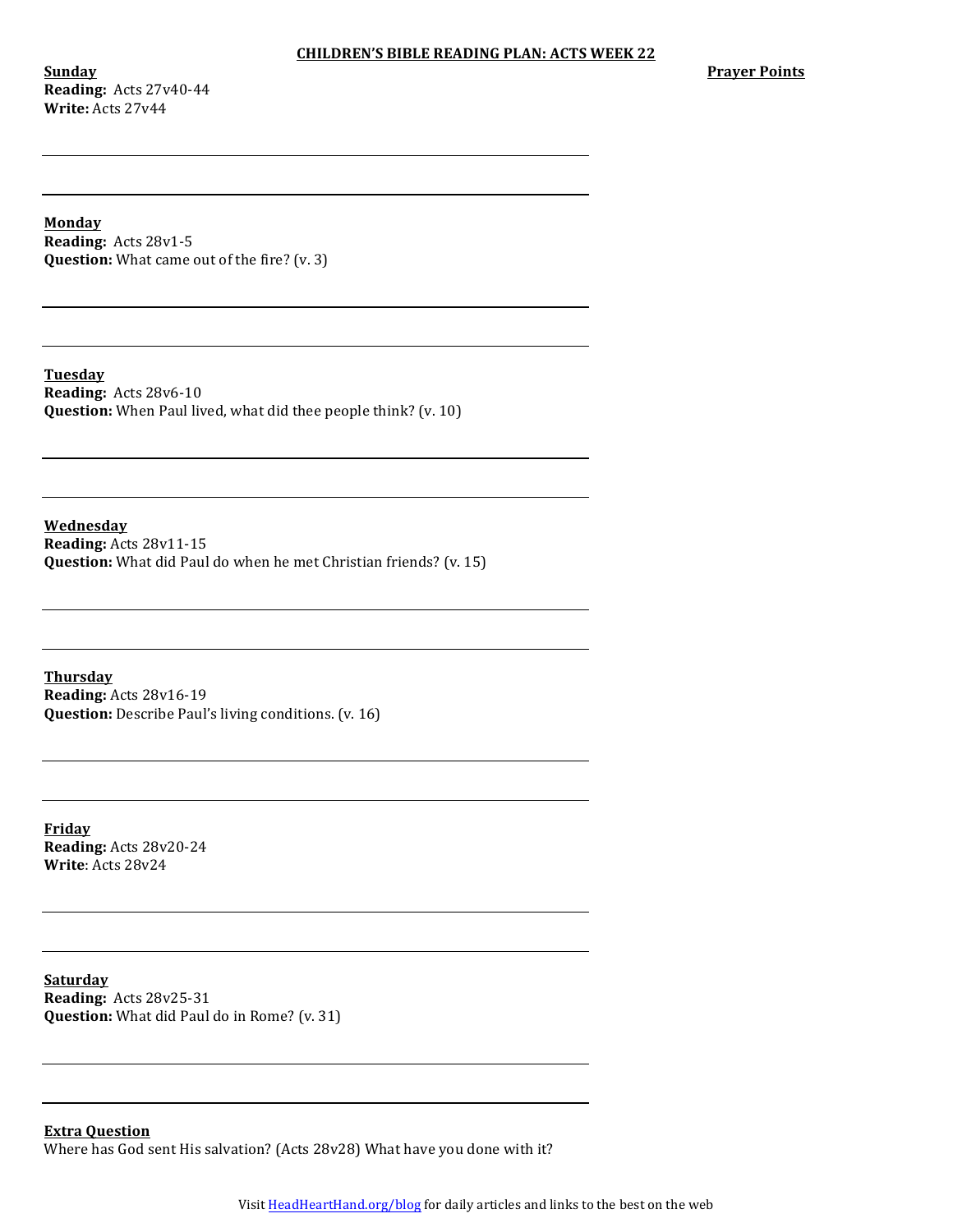# CHILDREN'S BIBLE READING PLAN: ACTS WEEK 22

**Prayer Points**

**Sunday**
**Reading:** Acts 27v40-44
**Write:** Acts 27v44

**Monday**
**Reading:** Acts 28v1-5
**Question:** What came out of the fire? (v. 3)

**Tuesday**
**Reading:** Acts 28v6-10
**Question:** When Paul lived, what did thee people think? (v. 10)

**Wednesday**
**Reading:** Acts 28v11-15
**Question:** What did Paul do when he met Christian friends? (v. 15)

**Thursday**
**Reading:** Acts 28v16-19
**Question:** Describe Paul's living conditions. (v. 16)

**Friday**
**Reading:** Acts 28v20-24
**Write**: Acts 28v24

**Saturday**
**Reading:** Acts 28v25-31
**Question:** What did Paul do in Rome? (v. 31)

**Extra Question**
Where has God sent His salvation? (Acts 28v28) What have you done with it?

Visit HeadHeartHand.org/blog for daily articles and links to the best on the web